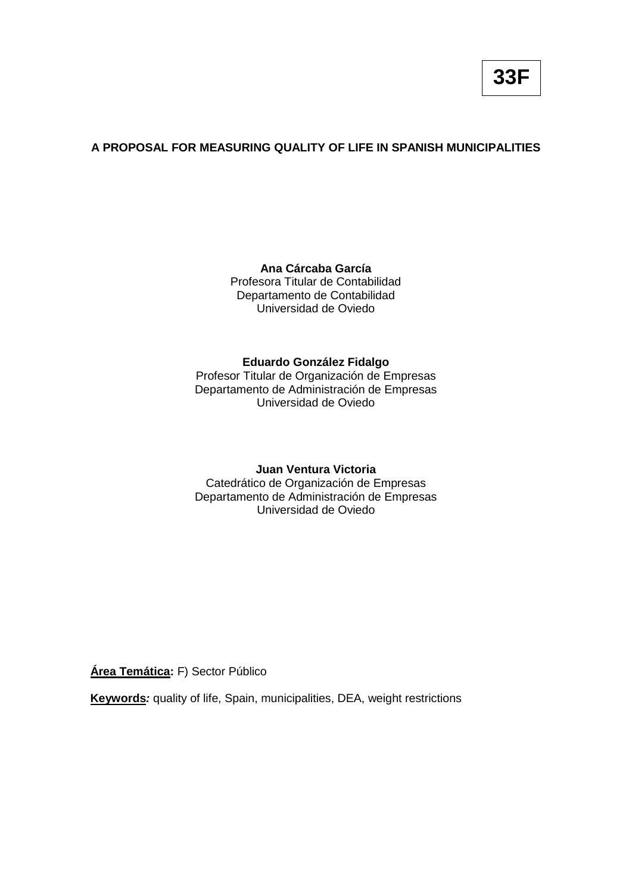**33F**

# A PROPOSAL FOR MEASURING QUALITY OF LIFE IN SPANISH MUNICIPALITIES

**Ana Cárcaba García**
Profesora Titular de Contabilidad
Departamento de Contabilidad
Universidad de Oviedo

**Eduardo González Fidalgo**
Profesor Titular de Organización de Empresas
Departamento de Administración de Empresas
Universidad de Oviedo

**Juan Ventura Victoria**
Catedrático de Organización de Empresas
Departamento de Administración de Empresas
Universidad de Oviedo

**Área Temática:** F) Sector Público

**Keywords***:* quality of life, Spain, municipalities, DEA, weight restrictions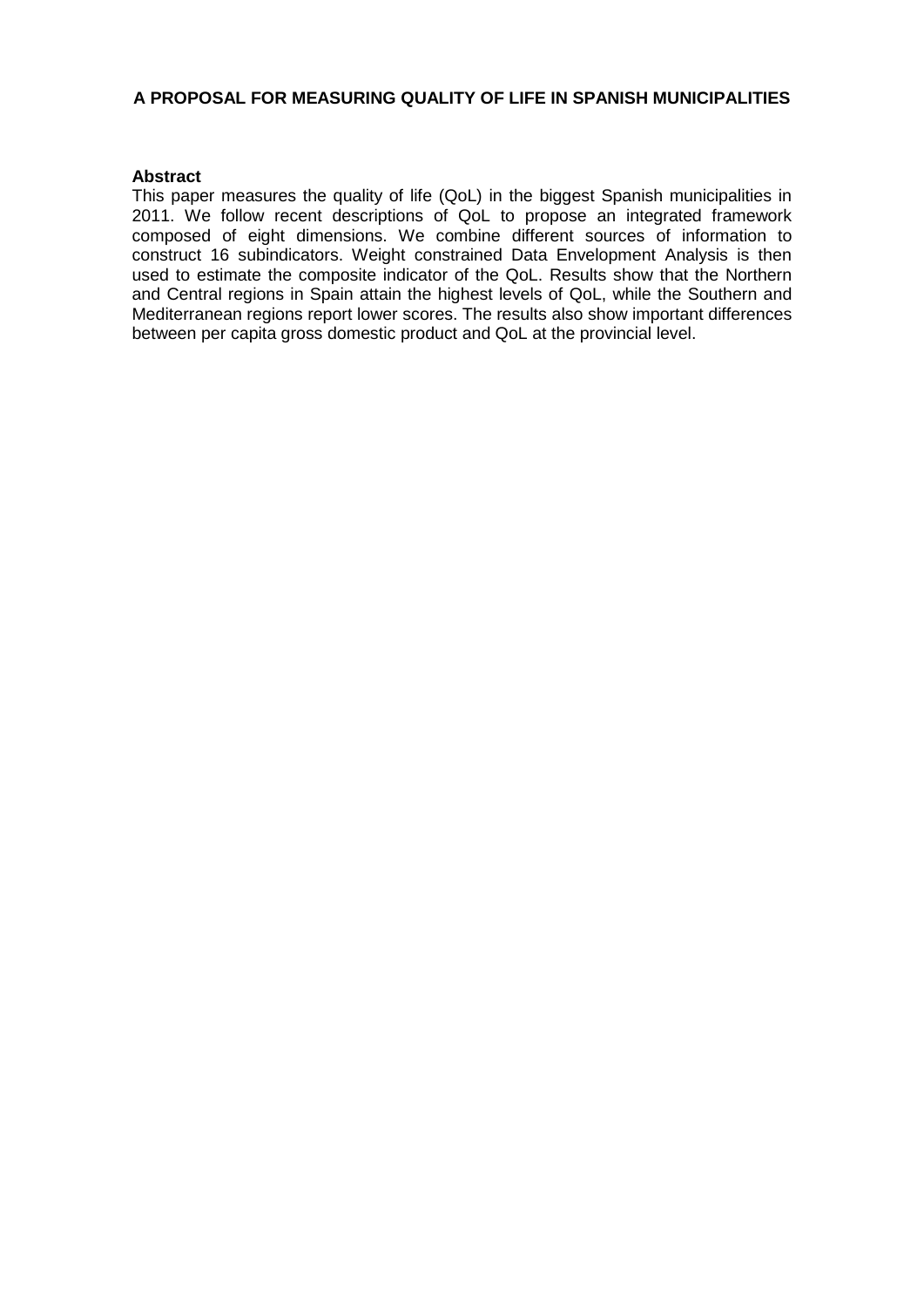# A PROPOSAL FOR MEASURING QUALITY OF LIFE IN SPANISH MUNICIPALITIES

**Abstract**

This paper measures the quality of life (QoL) in the biggest Spanish municipalities in 2011. We follow recent descriptions of QoL to propose an integrated framework composed of eight dimensions. We combine different sources of information to construct 16 subindicators. Weight constrained Data Envelopment Analysis is then used to estimate the composite indicator of the QoL. Results show that the Northern and Central regions in Spain attain the highest levels of QoL, while the Southern and Mediterranean regions report lower scores. The results also show important differences between per capita gross domestic product and QoL at the provincial level.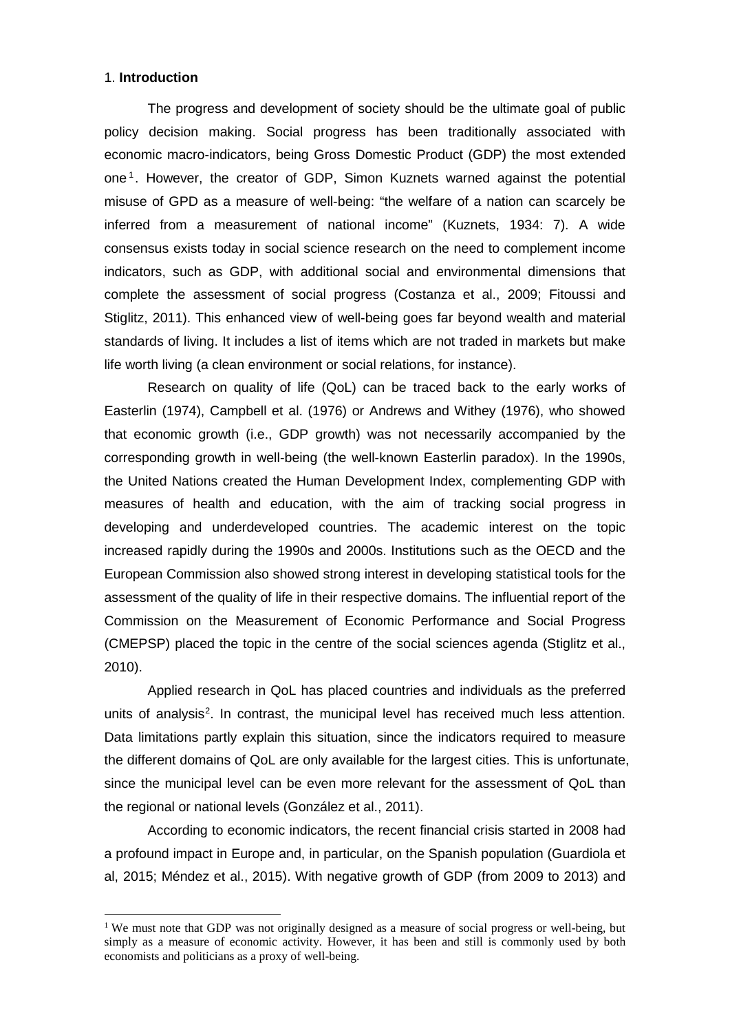## 1. **Introduction**

The progress and development of society should be the ultimate goal of public policy decision making. Social progress has been traditionally associated with economic macro-indicators, being Gross Domestic Product (GDP) the most extended one[1]. However, the creator of GDP, Simon Kuznets warned against the potential misuse of GPD as a measure of well-being: "the welfare of a nation can scarcely be inferred from a measurement of national income" (Kuznets, 1934: 7). A wide consensus exists today in social science research on the need to complement income indicators, such as GDP, with additional social and environmental dimensions that complete the assessment of social progress (Costanza et al., 2009; Fitoussi and Stiglitz, 2011). This enhanced view of well-being goes far beyond wealth and material standards of living. It includes a list of items which are not traded in markets but make life worth living (a clean environment or social relations, for instance).

Research on quality of life (QoL) can be traced back to the early works of Easterlin (1974), Campbell et al. (1976) or Andrews and Withey (1976), who showed that economic growth (i.e., GDP growth) was not necessarily accompanied by the corresponding growth in well-being (the well-known Easterlin paradox). In the 1990s, the United Nations created the Human Development Index, complementing GDP with measures of health and education, with the aim of tracking social progress in developing and underdeveloped countries. The academic interest on the topic increased rapidly during the 1990s and 2000s. Institutions such as the OECD and the European Commission also showed strong interest in developing statistical tools for the assessment of the quality of life in their respective domains. The influential report of the Commission on the Measurement of Economic Performance and Social Progress (CMEPSP) placed the topic in the centre of the social sciences agenda (Stiglitz et al., 2010).

Applied research in QoL has placed countries and individuals as the preferred units of analysis[2]. In contrast, the municipal level has received much less attention. Data limitations partly explain this situation, since the indicators required to measure the different domains of QoL are only available for the largest cities. This is unfortunate, since the municipal level can be even more relevant for the assessment of QoL than the regional or national levels (González et al., 2011).

According to economic indicators, the recent financial crisis started in 2008 had a profound impact in Europe and, in particular, on the Spanish population (Guardiola et al, 2015; Méndez et al., 2015). With negative growth of GDP (from 2009 to 2013) and

[1] We must note that GDP was not originally designed as a measure of social progress or well-being, but simply as a measure of economic activity. However, it has been and still is commonly used by both economists and politicians as a proxy of well-being.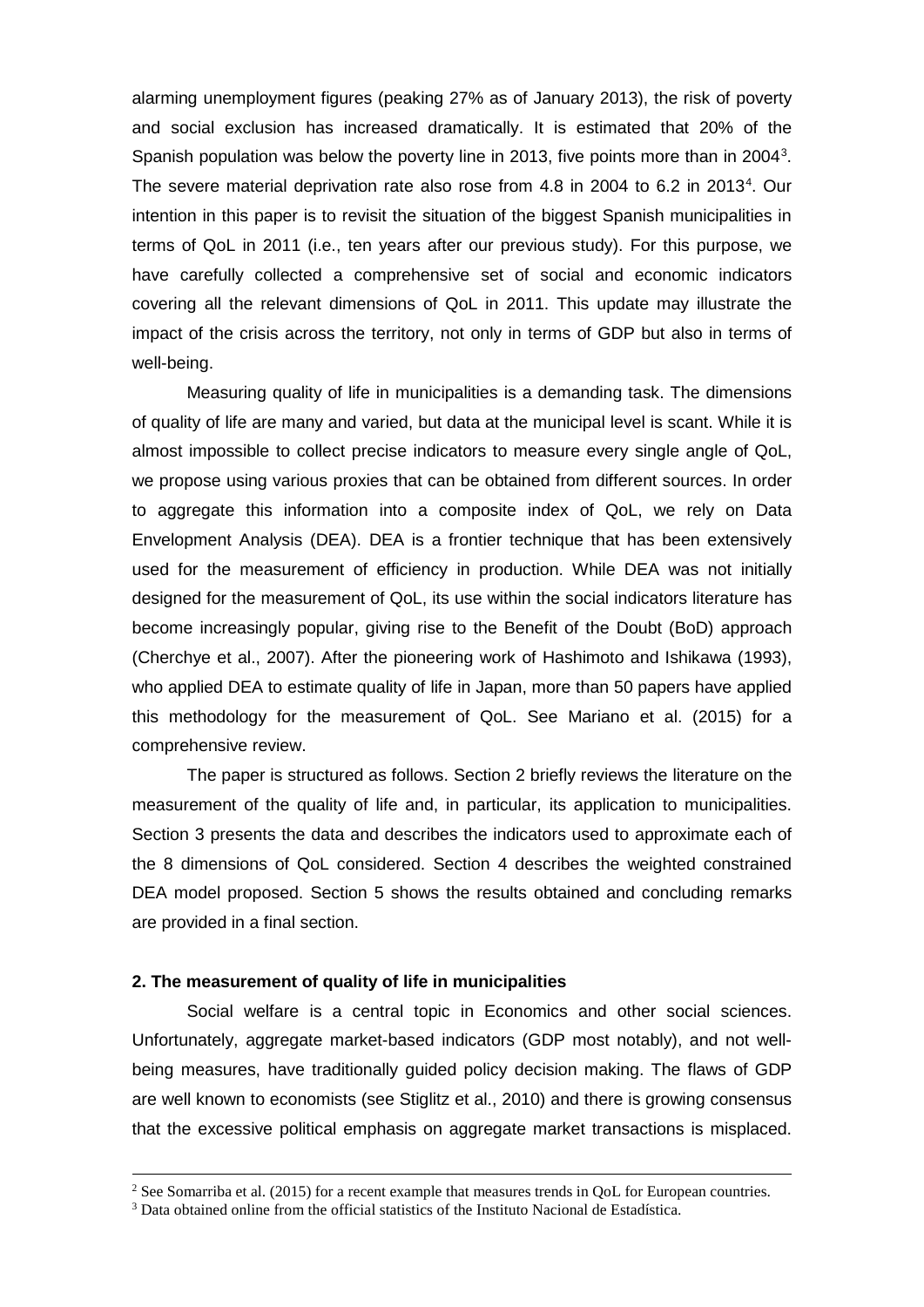alarming unemployment figures (peaking 27% as of January 2013), the risk of poverty and social exclusion has increased dramatically. It is estimated that 20% of the Spanish population was below the poverty line in 2013, five points more than in 2004[3]. The severe material deprivation rate also rose from 4.8 in 2004 to 6.2 in 2013[4]. Our intention in this paper is to revisit the situation of the biggest Spanish municipalities in terms of QoL in 2011 (i.e., ten years after our previous study). For this purpose, we have carefully collected a comprehensive set of social and economic indicators covering all the relevant dimensions of QoL in 2011. This update may illustrate the impact of the crisis across the territory, not only in terms of GDP but also in terms of well-being.

Measuring quality of life in municipalities is a demanding task. The dimensions of quality of life are many and varied, but data at the municipal level is scant. While it is almost impossible to collect precise indicators to measure every single angle of QoL, we propose using various proxies that can be obtained from different sources. In order to aggregate this information into a composite index of QoL, we rely on Data Envelopment Analysis (DEA). DEA is a frontier technique that has been extensively used for the measurement of efficiency in production. While DEA was not initially designed for the measurement of QoL, its use within the social indicators literature has become increasingly popular, giving rise to the Benefit of the Doubt (BoD) approach (Cherchye et al., 2007). After the pioneering work of Hashimoto and Ishikawa (1993), who applied DEA to estimate quality of life in Japan, more than 50 papers have applied this methodology for the measurement of QoL. See Mariano et al. (2015) for a comprehensive review.

The paper is structured as follows. Section 2 briefly reviews the literature on the measurement of the quality of life and, in particular, its application to municipalities. Section 3 presents the data and describes the indicators used to approximate each of the 8 dimensions of QoL considered. Section 4 describes the weighted constrained DEA model proposed. Section 5 shows the results obtained and concluding remarks are provided in a final section.

## 2. The measurement of quality of life in municipalities

Social welfare is a central topic in Economics and other social sciences. Unfortunately, aggregate market-based indicators (GDP most notably), and not well-being measures, have traditionally guided policy decision making. The flaws of GDP are well known to economists (see Stiglitz et al., 2010) and there is growing consensus that the excessive political emphasis on aggregate market transactions is misplaced.

---

[2] See Somarriba et al. (2015) for a recent example that measures trends in QoL for European countries.

[3] Data obtained online from the official statistics of the Instituto Nacional de Estadística.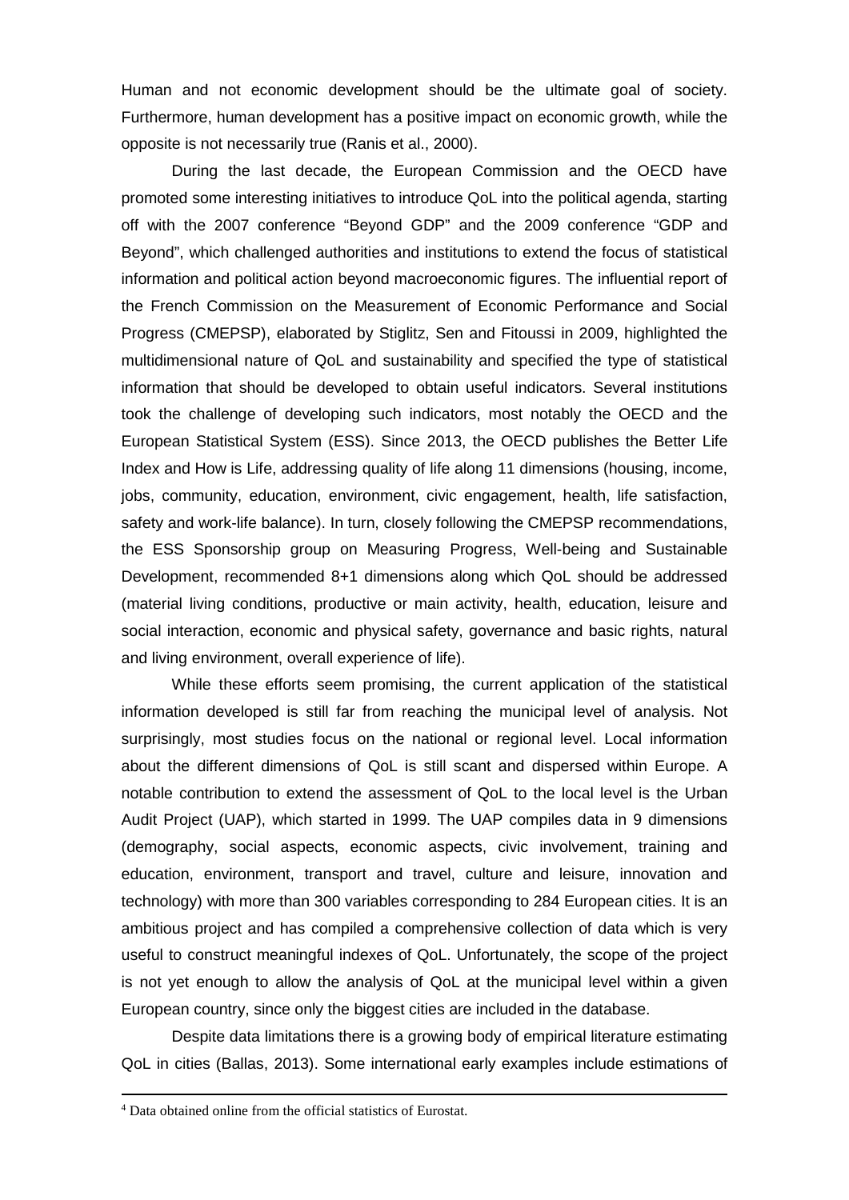Human and not economic development should be the ultimate goal of society. Furthermore, human development has a positive impact on economic growth, while the opposite is not necessarily true (Ranis et al., 2000).

During the last decade, the European Commission and the OECD have promoted some interesting initiatives to introduce QoL into the political agenda, starting off with the 2007 conference "Beyond GDP" and the 2009 conference "GDP and Beyond", which challenged authorities and institutions to extend the focus of statistical information and political action beyond macroeconomic figures. The influential report of the French Commission on the Measurement of Economic Performance and Social Progress (CMEPSP), elaborated by Stiglitz, Sen and Fitoussi in 2009, highlighted the multidimensional nature of QoL and sustainability and specified the type of statistical information that should be developed to obtain useful indicators. Several institutions took the challenge of developing such indicators, most notably the OECD and the European Statistical System (ESS). Since 2013, the OECD publishes the Better Life Index and How is Life, addressing quality of life along 11 dimensions (housing, income, jobs, community, education, environment, civic engagement, health, life satisfaction, safety and work-life balance). In turn, closely following the CMEPSP recommendations, the ESS Sponsorship group on Measuring Progress, Well-being and Sustainable Development, recommended 8+1 dimensions along which QoL should be addressed (material living conditions, productive or main activity, health, education, leisure and social interaction, economic and physical safety, governance and basic rights, natural and living environment, overall experience of life).

While these efforts seem promising, the current application of the statistical information developed is still far from reaching the municipal level of analysis. Not surprisingly, most studies focus on the national or regional level. Local information about the different dimensions of QoL is still scant and dispersed within Europe. A notable contribution to extend the assessment of QoL to the local level is the Urban Audit Project (UAP), which started in 1999. The UAP compiles data in 9 dimensions (demography, social aspects, economic aspects, civic involvement, training and education, environment, transport and travel, culture and leisure, innovation and technology) with more than 300 variables corresponding to 284 European cities. It is an ambitious project and has compiled a comprehensive collection of data which is very useful to construct meaningful indexes of QoL. Unfortunately, the scope of the project is not yet enough to allow the analysis of QoL at the municipal level within a given European country, since only the biggest cities are included in the database.

Despite data limitations there is a growing body of empirical literature estimating QoL in cities (Ballas, 2013). Some international early examples include estimations of

[4] Data obtained online from the official statistics of Eurostat.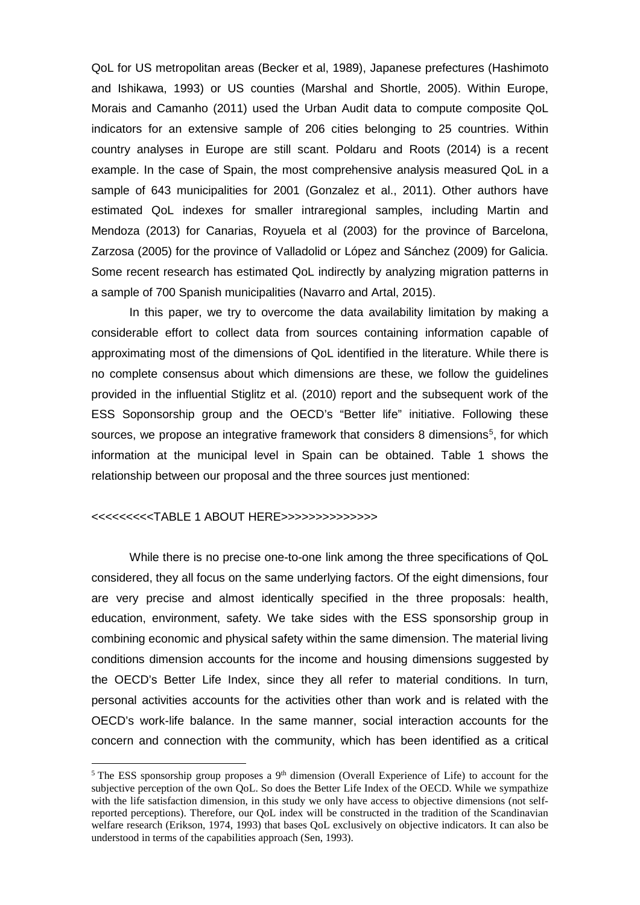QoL for US metropolitan areas (Becker et al, 1989), Japanese prefectures (Hashimoto and Ishikawa, 1993) or US counties (Marshal and Shortle, 2005). Within Europe, Morais and Camanho (2011) used the Urban Audit data to compute composite QoL indicators for an extensive sample of 206 cities belonging to 25 countries. Within country analyses in Europe are still scant. Poldaru and Roots (2014) is a recent example. In the case of Spain, the most comprehensive analysis measured QoL in a sample of 643 municipalities for 2001 (Gonzalez et al., 2011). Other authors have estimated QoL indexes for smaller intraregional samples, including Martin and Mendoza (2013) for Canarias, Royuela et al (2003) for the province of Barcelona, Zarzosa (2005) for the province of Valladolid or López and Sánchez (2009) for Galicia. Some recent research has estimated QoL indirectly by analyzing migration patterns in a sample of 700 Spanish municipalities (Navarro and Artal, 2015).

In this paper, we try to overcome the data availability limitation by making a considerable effort to collect data from sources containing information capable of approximating most of the dimensions of QoL identified in the literature. While there is no complete consensus about which dimensions are these, we follow the guidelines provided in the influential Stiglitz et al. (2010) report and the subsequent work of the ESS Soponsorship group and the OECD's "Better life" initiative. Following these sources, we propose an integrative framework that considers 8 dimensions[5], for which information at the municipal level in Spain can be obtained. Table 1 shows the relationship between our proposal and the three sources just mentioned:

<<<<<<<<<TABLE 1 ABOUT HERE>>>>>>>>>>>>>>

While there is no precise one-to-one link among the three specifications of QoL considered, they all focus on the same underlying factors. Of the eight dimensions, four are very precise and almost identically specified in the three proposals: health, education, environment, safety. We take sides with the ESS sponsorship group in combining economic and physical safety within the same dimension. The material living conditions dimension accounts for the income and housing dimensions suggested by the OECD's Better Life Index, since they all refer to material conditions. In turn, personal activities accounts for the activities other than work and is related with the OECD's work-life balance. In the same manner, social interaction accounts for the concern and connection with the community, which has been identified as a critical

[5] The ESS sponsorship group proposes a 9th dimension (Overall Experience of Life) to account for the subjective perception of the own QoL. So does the Better Life Index of the OECD. While we sympathize with the life satisfaction dimension, in this study we only have access to objective dimensions (not self-reported perceptions). Therefore, our QoL index will be constructed in the tradition of the Scandinavian welfare research (Erikson, 1974, 1993) that bases QoL exclusively on objective indicators. It can also be understood in terms of the capabilities approach (Sen, 1993).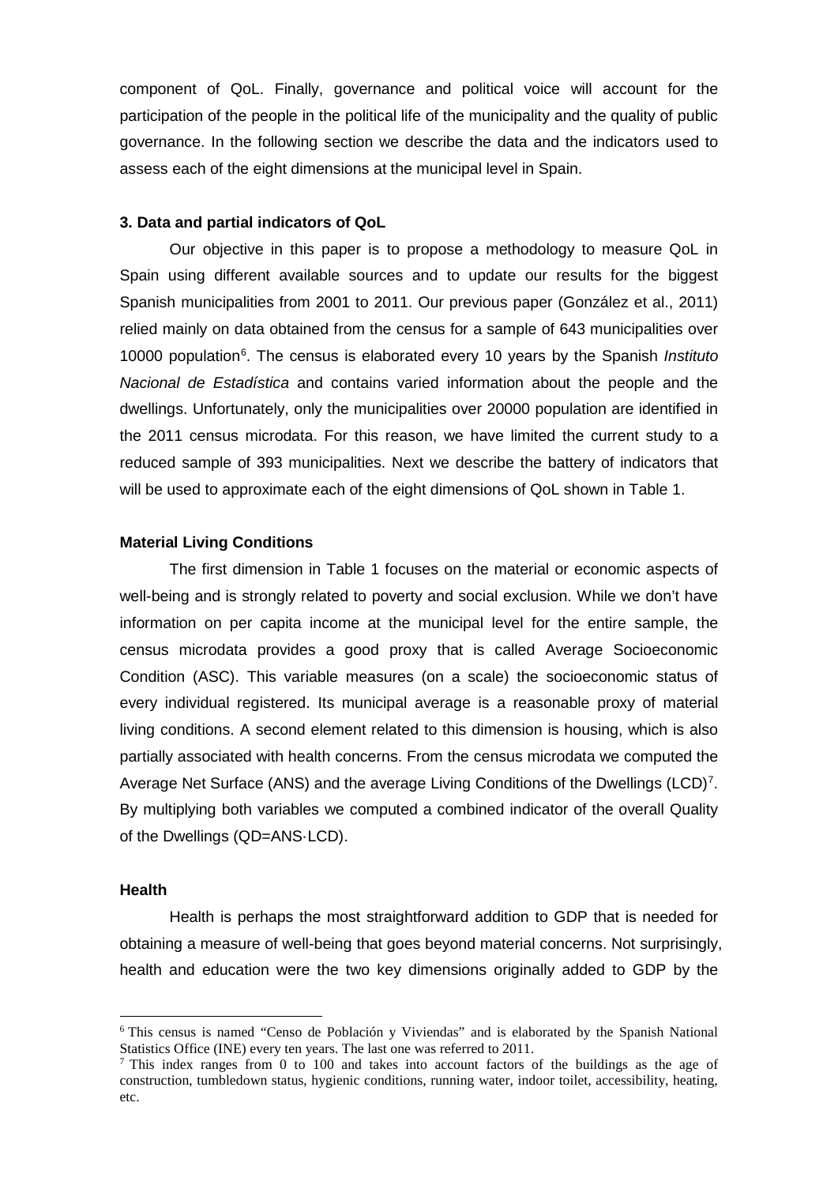component of QoL. Finally, governance and political voice will account for the participation of the people in the political life of the municipality and the quality of public governance. In the following section we describe the data and the indicators used to assess each of the eight dimensions at the municipal level in Spain.

## 3. Data and partial indicators of QoL

Our objective in this paper is to propose a methodology to measure QoL in Spain using different available sources and to update our results for the biggest Spanish municipalities from 2001 to 2011. Our previous paper (González et al., 2011) relied mainly on data obtained from the census for a sample of 643 municipalities over 10000 population[6]. The census is elaborated every 10 years by the Spanish *Instituto Nacional de Estadística* and contains varied information about the people and the dwellings. Unfortunately, only the municipalities over 20000 population are identified in the 2011 census microdata. For this reason, we have limited the current study to a reduced sample of 393 municipalities. Next we describe the battery of indicators that will be used to approximate each of the eight dimensions of QoL shown in Table 1.

### Material Living Conditions

The first dimension in Table 1 focuses on the material or economic aspects of well-being and is strongly related to poverty and social exclusion. While we don't have information on per capita income at the municipal level for the entire sample, the census microdata provides a good proxy that is called Average Socioeconomic Condition (ASC). This variable measures (on a scale) the socioeconomic status of every individual registered. Its municipal average is a reasonable proxy of material living conditions. A second element related to this dimension is housing, which is also partially associated with health concerns. From the census microdata we computed the Average Net Surface (ANS) and the average Living Conditions of the Dwellings (LCD)[7]. By multiplying both variables we computed a combined indicator of the overall Quality of the Dwellings ($QD=ANS \cdot LCD$).

### Health

Health is perhaps the most straightforward addition to GDP that is needed for obtaining a measure of well-being that goes beyond material concerns. Not surprisingly, health and education were the two key dimensions originally added to GDP by the

---

[6] This census is named "Censo de Población y Viviendas" and is elaborated by the Spanish National Statistics Office (INE) every ten years. The last one was referred to 2011.

[7] This index ranges from 0 to 100 and takes into account factors of the buildings as the age of construction, tumbledown status, hygienic conditions, running water, indoor toilet, accessibility, heating, etc.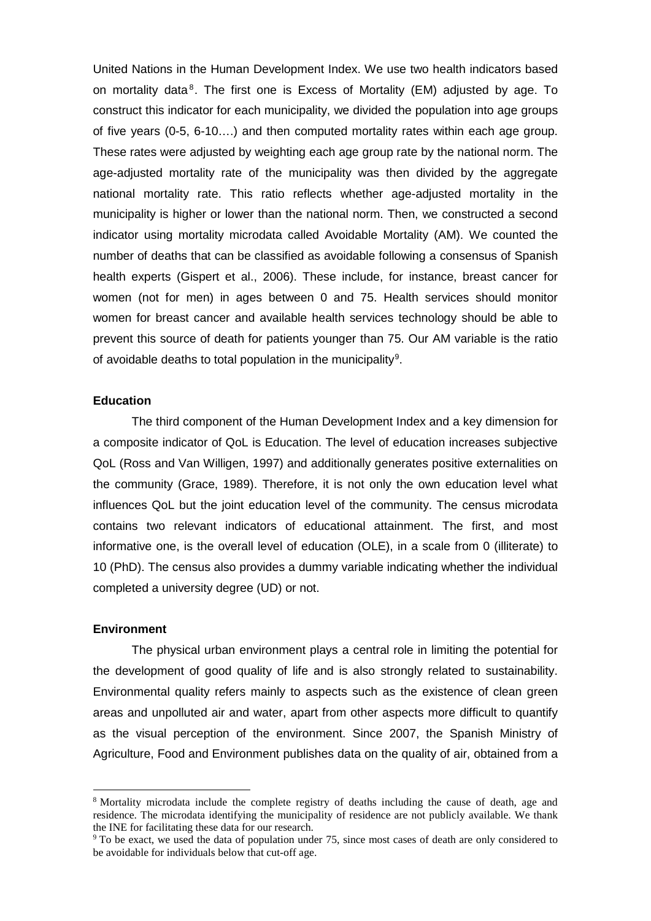United Nations in the Human Development Index. We use two health indicators based on mortality data[8]. The first one is Excess of Mortality (EM) adjusted by age. To construct this indicator for each municipality, we divided the population into age groups of five years (0-5, 6-10….) and then computed mortality rates within each age group. These rates were adjusted by weighting each age group rate by the national norm. The age-adjusted mortality rate of the municipality was then divided by the aggregate national mortality rate. This ratio reflects whether age-adjusted mortality in the municipality is higher or lower than the national norm. Then, we constructed a second indicator using mortality microdata called Avoidable Mortality (AM). We counted the number of deaths that can be classified as avoidable following a consensus of Spanish health experts (Gispert et al., 2006). These include, for instance, breast cancer for women (not for men) in ages between 0 and 75. Health services should monitor women for breast cancer and available health services technology should be able to prevent this source of death for patients younger than 75. Our AM variable is the ratio of avoidable deaths to total population in the municipality[9].

**Education**

The third component of the Human Development Index and a key dimension for a composite indicator of QoL is Education. The level of education increases subjective QoL (Ross and Van Willigen, 1997) and additionally generates positive externalities on the community (Grace, 1989). Therefore, it is not only the own education level what influences QoL but the joint education level of the community. The census microdata contains two relevant indicators of educational attainment. The first, and most informative one, is the overall level of education (OLE), in a scale from 0 (illiterate) to 10 (PhD). The census also provides a dummy variable indicating whether the individual completed a university degree (UD) or not.

**Environment**

The physical urban environment plays a central role in limiting the potential for the development of good quality of life and is also strongly related to sustainability. Environmental quality refers mainly to aspects such as the existence of clean green areas and unpolluted air and water, apart from other aspects more difficult to quantify as the visual perception of the environment. Since 2007, the Spanish Ministry of Agriculture, Food and Environment publishes data on the quality of air, obtained from a

[8] Mortality microdata include the complete registry of deaths including the cause of death, age and residence. The microdata identifying the municipality of residence are not publicly available. We thank the INE for facilitating these data for our research.

[9] To be exact, we used the data of population under 75, since most cases of death are only considered to be avoidable for individuals below that cut-off age.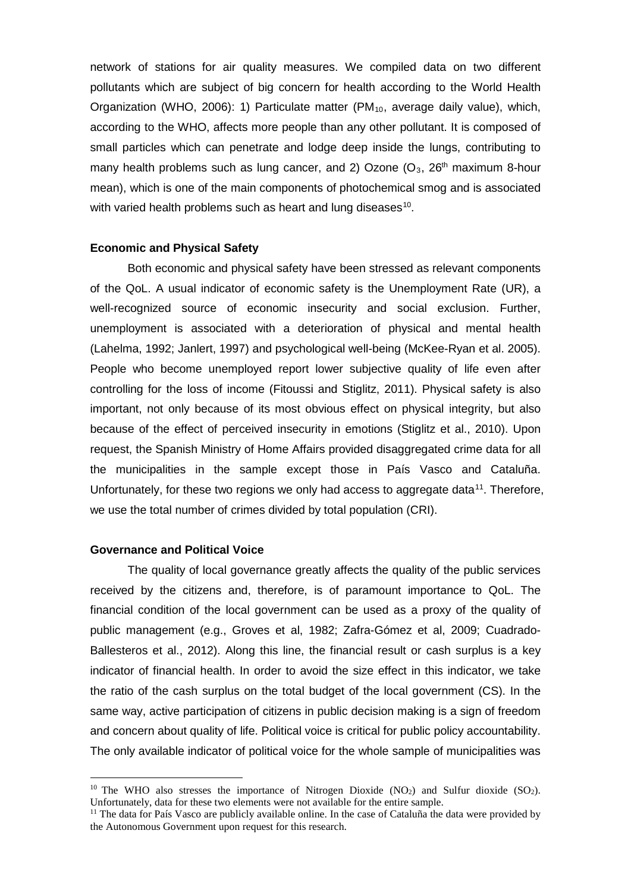network of stations for air quality measures. We compiled data on two different pollutants which are subject of big concern for health according to the World Health Organization (WHO, 2006): 1) Particulate matter ($PM_{10}$, average daily value), which, according to the WHO, affects more people than any other pollutant. It is composed of small particles which can penetrate and lodge deep inside the lungs, contributing to many health problems such as lung cancer, and 2) Ozone ($O_3$, $26^{th}$ maximum 8-hour mean), which is one of the main components of photochemical smog and is associated with varied health problems such as heart and lung diseases[10].

**Economic and Physical Safety**

Both economic and physical safety have been stressed as relevant components of the QoL. A usual indicator of economic safety is the Unemployment Rate (UR), a well-recognized source of economic insecurity and social exclusion. Further, unemployment is associated with a deterioration of physical and mental health (Lahelma, 1992; Janlert, 1997) and psychological well-being (McKee-Ryan et al. 2005). People who become unemployed report lower subjective quality of life even after controlling for the loss of income (Fitoussi and Stiglitz, 2011). Physical safety is also important, not only because of its most obvious effect on physical integrity, but also because of the effect of perceived insecurity in emotions (Stiglitz et al., 2010). Upon request, the Spanish Ministry of Home Affairs provided disaggregated crime data for all the municipalities in the sample except those in País Vasco and Cataluña. Unfortunately, for these two regions we only had access to aggregate data[11]. Therefore, we use the total number of crimes divided by total population (CRI).

**Governance and Political Voice**

The quality of local governance greatly affects the quality of the public services received by the citizens and, therefore, is of paramount importance to QoL. The financial condition of the local government can be used as a proxy of the quality of public management (e.g., Groves et al, 1982; Zafra-Gómez et al, 2009; Cuadrado-Ballesteros et al., 2012). Along this line, the financial result or cash surplus is a key indicator of financial health. In order to avoid the size effect in this indicator, we take the ratio of the cash surplus on the total budget of the local government (CS). In the same way, active participation of citizens in public decision making is a sign of freedom and concern about quality of life. Political voice is critical for public policy accountability. The only available indicator of political voice for the whole sample of municipalities was

[10] The WHO also stresses the importance of Nitrogen Dioxide ($NO_2$) and Sulfur dioxide ($SO_2$). Unfortunately, data for these two elements were not available for the entire sample.

[11] The data for País Vasco are publicly available online. In the case of Cataluña the data were provided by the Autonomous Government upon request for this research.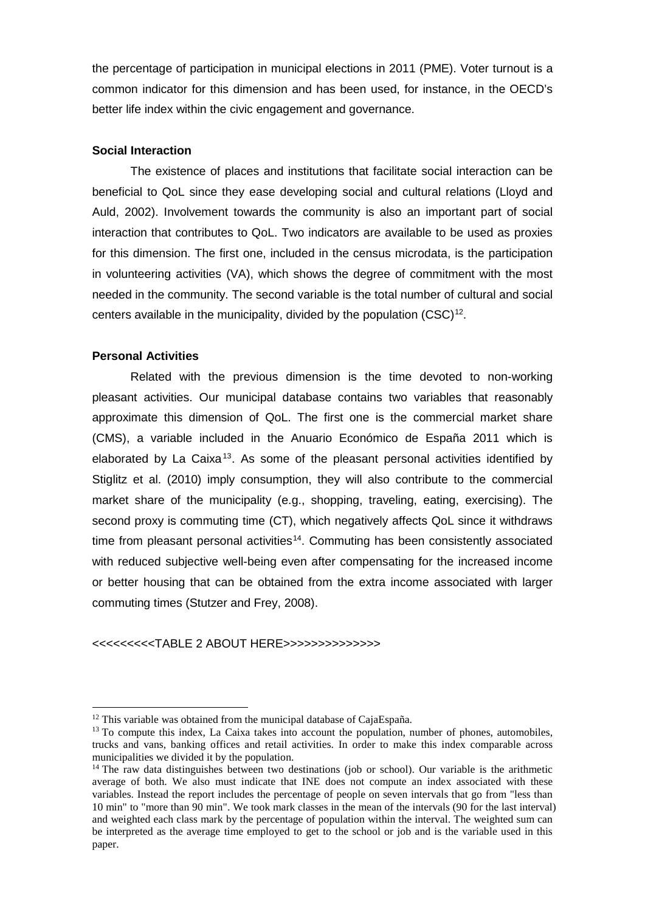the percentage of participation in municipal elections in 2011 (PME). Voter turnout is a common indicator for this dimension and has been used, for instance, in the OECD's better life index within the civic engagement and governance.

**Social Interaction**

The existence of places and institutions that facilitate social interaction can be beneficial to QoL since they ease developing social and cultural relations (Lloyd and Auld, 2002). Involvement towards the community is also an important part of social interaction that contributes to QoL. Two indicators are available to be used as proxies for this dimension. The first one, included in the census microdata, is the participation in volunteering activities (VA), which shows the degree of commitment with the most needed in the community. The second variable is the total number of cultural and social centers available in the municipality, divided by the population (CSC)[12].

**Personal Activities**

Related with the previous dimension is the time devoted to non-working pleasant activities. Our municipal database contains two variables that reasonably approximate this dimension of QoL. The first one is the commercial market share (CMS), a variable included in the Anuario Económico de España 2011 which is elaborated by La Caixa[13]. As some of the pleasant personal activities identified by Stiglitz et al. (2010) imply consumption, they will also contribute to the commercial market share of the municipality (e.g., shopping, traveling, eating, exercising). The second proxy is commuting time (CT), which negatively affects QoL since it withdraws time from pleasant personal activities[14]. Commuting has been consistently associated with reduced subjective well-being even after compensating for the increased income or better housing that can be obtained from the extra income associated with larger commuting times (Stutzer and Frey, 2008).

<<<<<<<<<TABLE 2 ABOUT HERE>>>>>>>>>>>>>>

[12] This variable was obtained from the municipal database of CajaEspaña.

[13] To compute this index, La Caixa takes into account the population, number of phones, automobiles, trucks and vans, banking offices and retail activities. In order to make this index comparable across municipalities we divided it by the population.

[14] The raw data distinguishes between two destinations (job or school). Our variable is the arithmetic average of both. We also must indicate that INE does not compute an index associated with these variables. Instead the report includes the percentage of people on seven intervals that go from "less than 10 min" to "more than 90 min". We took mark classes in the mean of the intervals (90 for the last interval) and weighted each class mark by the percentage of population within the interval. The weighted sum can be interpreted as the average time employed to get to the school or job and is the variable used in this paper.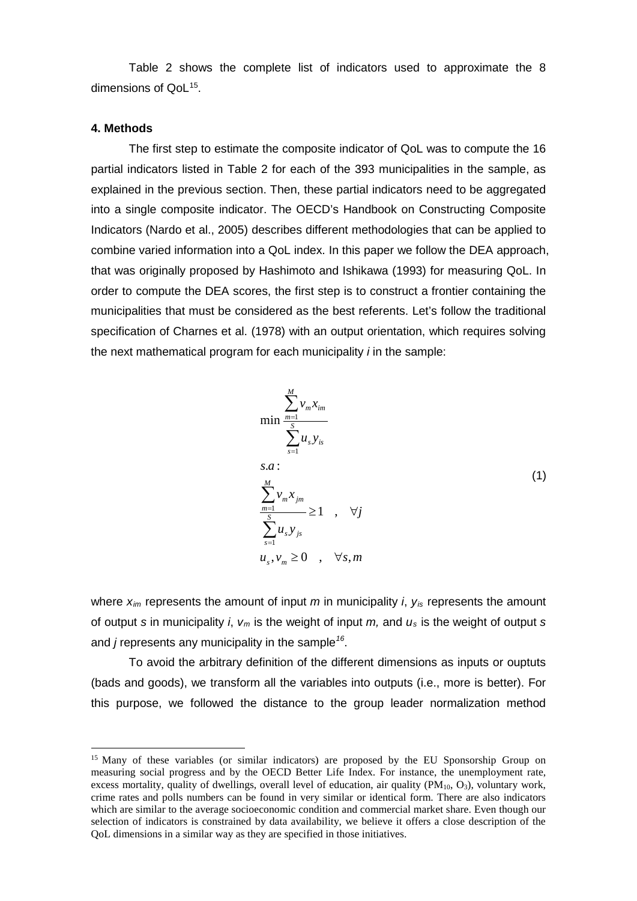Table 2 shows the complete list of indicators used to approximate the 8 dimensions of QoL[15].

#### 4. Methods

The first step to estimate the composite indicator of QoL was to compute the 16 partial indicators listed in Table 2 for each of the 393 municipalities in the sample, as explained in the previous section. Then, these partial indicators need to be aggregated into a single composite indicator. The OECD's Handbook on Constructing Composite Indicators (Nardo et al., 2005) describes different methodologies that can be applied to combine varied information into a QoL index. In this paper we follow the DEA approach, that was originally proposed by Hashimoto and Ishikawa (1993) for measuring QoL. In order to compute the DEA scores, the first step is to construct a frontier containing the municipalities that must be considered as the best referents. Let's follow the traditional specification of Charnes et al. (1978) with an output orientation, which requires solving the next mathematical program for each municipality *i* in the sample:

$$
\begin{aligned}
& \min \frac{\sum_{m=1}^{M} v_m x_{im}}{\sum_{s=1}^{S} u_s y_{is}} \\
& s.a: \\
& \frac{\sum_{m=1}^{M} v_m x_{jm}}{\sum_{s=1}^{S} u_s y_{js}} \geq 1 \quad , \quad \forall j \\
& u_s, v_m \geq 0 \quad , \quad \forall s, m
\end{aligned}
\tag{1}
$$

where $x_{im}$ represents the amount of input $m$ in municipality $i$, $y_{is}$ represents the amount of output $s$ in municipality $i$, $v_m$ is the weight of input $m$, and $u_s$ is the weight of output $s$ and $j$ represents any municipality in the sample[16].

To avoid the arbitrary definition of the different dimensions as inputs or ouptuts (bads and goods), we transform all the variables into outputs (i.e., more is better). For this purpose, we followed the distance to the group leader normalization method

[15] Many of these variables (or similar indicators) are proposed by the EU Sponsorship Group on measuring social progress and by the OECD Better Life Index. For instance, the unemployment rate, excess mortality, quality of dwellings, overall level of education, air quality ($PM_{10}$, $O_3$), voluntary work, crime rates and polls numbers can be found in very similar or identical form. There are also indicators which are similar to the average socioeconomic condition and commercial market share. Even though our selection of indicators is constrained by data availability, we believe it offers a close description of the QoL dimensions in a similar way as they are specified in those initiatives.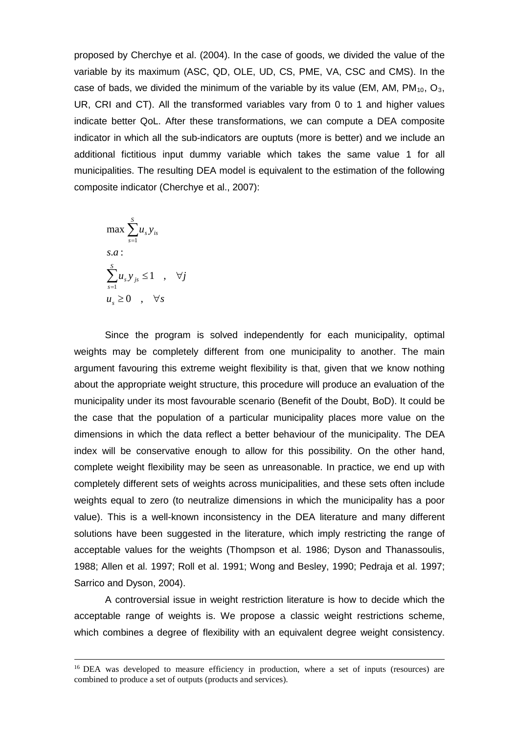proposed by Cherchye et al. (2004). In the case of goods, we divided the value of the variable by its maximum (ASC, QD, OLE, UD, CS, PME, VA, CSC and CMS). In the case of bads, we divided the minimum of the variable by its value (EM, AM, $PM_{10}$, $O_3$, UR, CRI and CT). All the transformed variables vary from 0 to 1 and higher values indicate better QoL. After these transformations, we can compute a DEA composite indicator in which all the sub-indicators are ouptuts (more is better) and we include an additional fictitious input dummy variable which takes the same value 1 for all municipalities. The resulting DEA model is equivalent to the estimation of the following composite indicator (Cherchye et al., 2007):

$$
\begin{aligned}
& \max \sum_{s=1}^{S} u_s y_{is} \\
& s.a: \\
& \sum_{s=1}^{S} u_s y_{js} \leq 1 \quad , \quad \forall j \\
& u_s \geq 0 \quad , \quad \forall s
\end{aligned}
$$

Since the program is solved independently for each municipality, optimal weights may be completely different from one municipality to another. The main argument favouring this extreme weight flexibility is that, given that we know nothing about the appropriate weight structure, this procedure will produce an evaluation of the municipality under its most favourable scenario (Benefit of the Doubt, BoD). It could be the case that the population of a particular municipality places more value on the dimensions in which the data reflect a better behaviour of the municipality. The DEA index will be conservative enough to allow for this possibility. On the other hand, complete weight flexibility may be seen as unreasonable. In practice, we end up with completely different sets of weights across municipalities, and these sets often include weights equal to zero (to neutralize dimensions in which the municipality has a poor value). This is a well-known inconsistency in the DEA literature and many different solutions have been suggested in the literature, which imply restricting the range of acceptable values for the weights (Thompson et al. 1986; Dyson and Thanassoulis, 1988; Allen et al. 1997; Roll et al. 1991; Wong and Besley, 1990; Pedraja et al. 1997; Sarrico and Dyson, 2004).

A controversial issue in weight restriction literature is how to decide which the acceptable range of weights is. We propose a classic weight restrictions scheme, which combines a degree of flexibility with an equivalent degree weight consistency.

[16] DEA was developed to measure efficiency in production, where a set of inputs (resources) are combined to produce a set of outputs (products and services).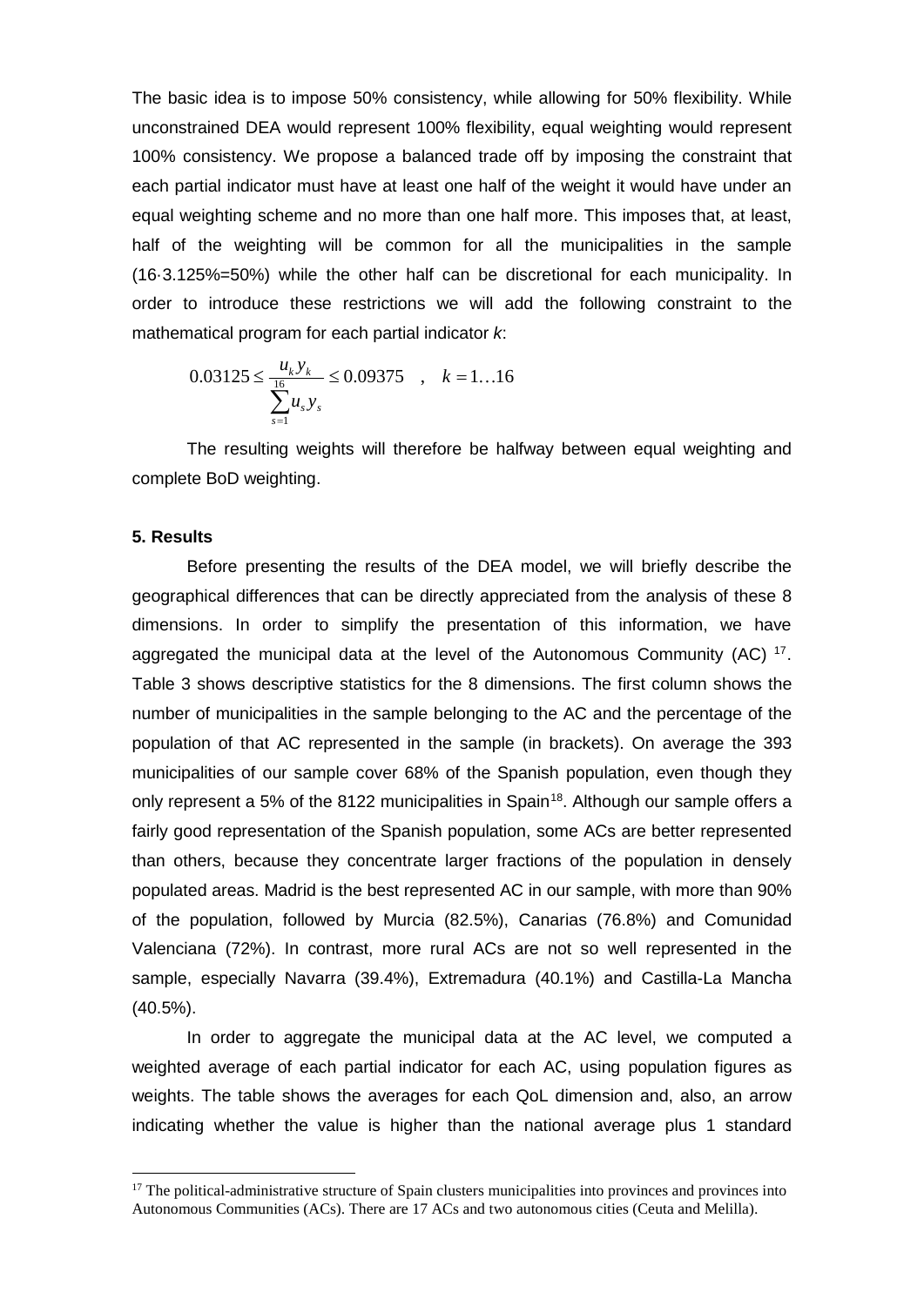The basic idea is to impose 50% consistency, while allowing for 50% flexibility. While unconstrained DEA would represent 100% flexibility, equal weighting would represent 100% consistency. We propose a balanced trade off by imposing the constraint that each partial indicator must have at least one half of the weight it would have under an equal weighting scheme and no more than one half more. This imposes that, at least, half of the weighting will be common for all the municipalities in the sample (16·3.125%=50%) while the other half can be discretional for each municipality. In order to introduce these restrictions we will add the following constraint to the mathematical program for each partial indicator *k*:

$$0.03125 \leq \frac{u_k y_k}{\sum_{s=1}^{16} u_s y_s} \leq 0.09375 \quad , \quad k = 1 \ldots 16$$

The resulting weights will therefore be halfway between equal weighting and complete BoD weighting.

## 5. Results

Before presenting the results of the DEA model, we will briefly describe the geographical differences that can be directly appreciated from the analysis of these 8 dimensions. In order to simplify the presentation of this information, we have aggregated the municipal data at the level of the Autonomous Community (AC) [17]. Table 3 shows descriptive statistics for the 8 dimensions. The first column shows the number of municipalities in the sample belonging to the AC and the percentage of the population of that AC represented in the sample (in brackets). On average the 393 municipalities of our sample cover 68% of the Spanish population, even though they only represent a 5% of the 8122 municipalities in Spain[18]. Although our sample offers a fairly good representation of the Spanish population, some ACs are better represented than others, because they concentrate larger fractions of the population in densely populated areas. Madrid is the best represented AC in our sample, with more than 90% of the population, followed by Murcia (82.5%), Canarias (76.8%) and Comunidad Valenciana (72%). In contrast, more rural ACs are not so well represented in the sample, especially Navarra (39.4%), Extremadura (40.1%) and Castilla-La Mancha (40.5%).

In order to aggregate the municipal data at the AC level, we computed a weighted average of each partial indicator for each AC, using population figures as weights. The table shows the averages for each QoL dimension and, also, an arrow indicating whether the value is higher than the national average plus 1 standard

[17] The political-administrative structure of Spain clusters municipalities into provinces and provinces into Autonomous Communities (ACs). There are 17 ACs and two autonomous cities (Ceuta and Melilla).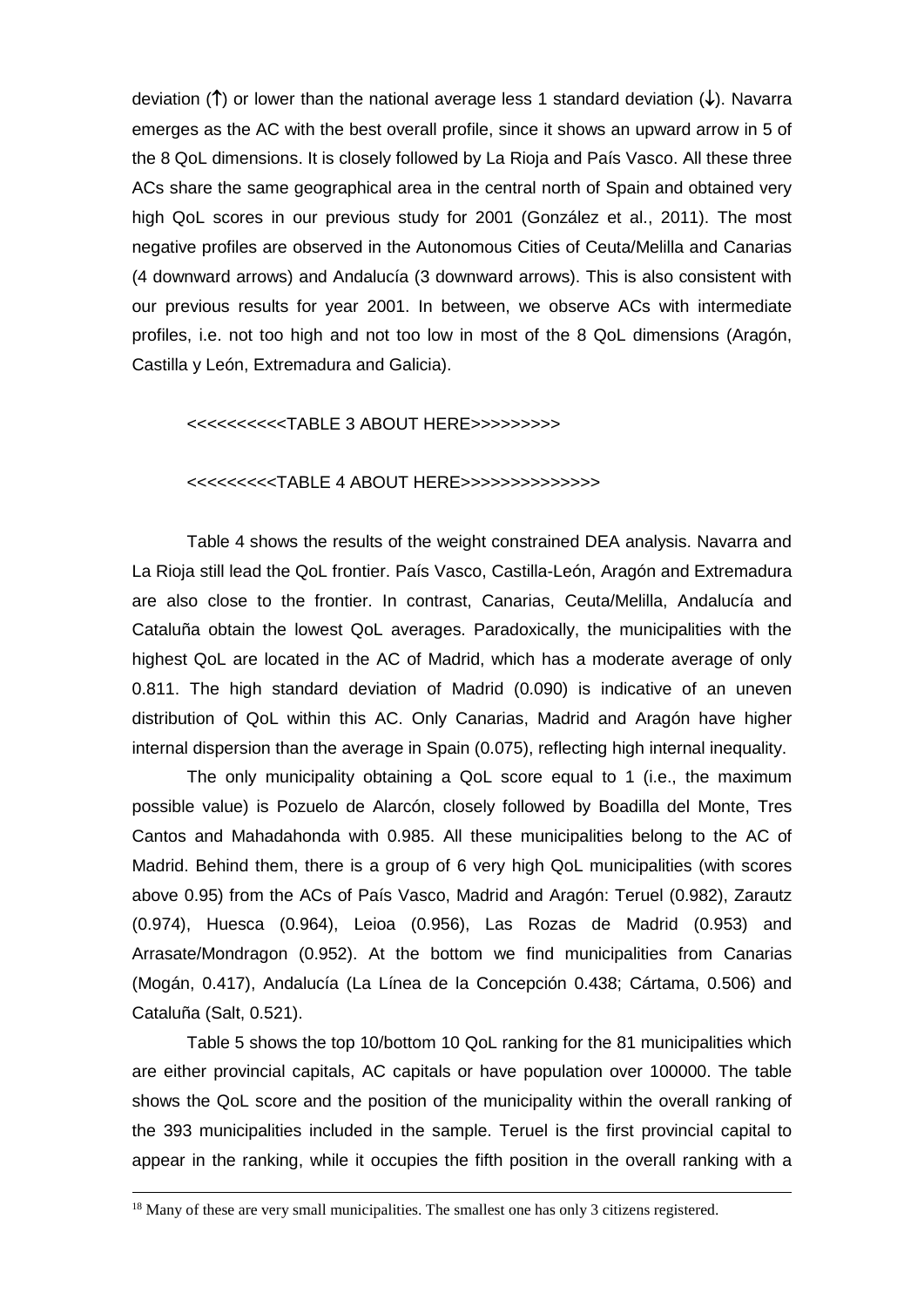deviation (↑) or lower than the national average less 1 standard deviation (↓). Navarra emerges as the AC with the best overall profile, since it shows an upward arrow in 5 of the 8 QoL dimensions. It is closely followed by La Rioja and País Vasco. All these three ACs share the same geographical area in the central north of Spain and obtained very high QoL scores in our previous study for 2001 (González et al., 2011). The most negative profiles are observed in the Autonomous Cities of Ceuta/Melilla and Canarias (4 downward arrows) and Andalucía (3 downward arrows). This is also consistent with our previous results for year 2001. In between, we observe ACs with intermediate profiles, i.e. not too high and not too low in most of the 8 QoL dimensions (Aragón, Castilla y León, Extremadura and Galicia).

<<<<<<<<<<TABLE 3 ABOUT HERE>>>>>>>>>

<<<<<<<<<TABLE 4 ABOUT HERE>>>>>>>>>>>>>>

Table 4 shows the results of the weight constrained DEA analysis. Navarra and La Rioja still lead the QoL frontier. País Vasco, Castilla-León, Aragón and Extremadura are also close to the frontier. In contrast, Canarias, Ceuta/Melilla, Andalucía and Cataluña obtain the lowest QoL averages. Paradoxically, the municipalities with the highest QoL are located in the AC of Madrid, which has a moderate average of only 0.811. The high standard deviation of Madrid (0.090) is indicative of an uneven distribution of QoL within this AC. Only Canarias, Madrid and Aragón have higher internal dispersion than the average in Spain (0.075), reflecting high internal inequality.

The only municipality obtaining a QoL score equal to 1 (i.e., the maximum possible value) is Pozuelo de Alarcón, closely followed by Boadilla del Monte, Tres Cantos and Mahadahonda with 0.985. All these municipalities belong to the AC of Madrid. Behind them, there is a group of 6 very high QoL municipalities (with scores above 0.95) from the ACs of País Vasco, Madrid and Aragón: Teruel (0.982), Zarautz (0.974), Huesca (0.964), Leioa (0.956), Las Rozas de Madrid (0.953) and Arrasate/Mondragon (0.952). At the bottom we find municipalities from Canarias (Mogán, 0.417), Andalucía (La Línea de la Concepción 0.438; Cártama, 0.506) and Cataluña (Salt, 0.521).

Table 5 shows the top 10/bottom 10 QoL ranking for the 81 municipalities which are either provincial capitals, AC capitals or have population over 100000. The table shows the QoL score and the position of the municipality within the overall ranking of the 393 municipalities included in the sample. Teruel is the first provincial capital to appear in the ranking, while it occupies the fifth position in the overall ranking with a

[18] Many of these are very small municipalities. The smallest one has only 3 citizens registered.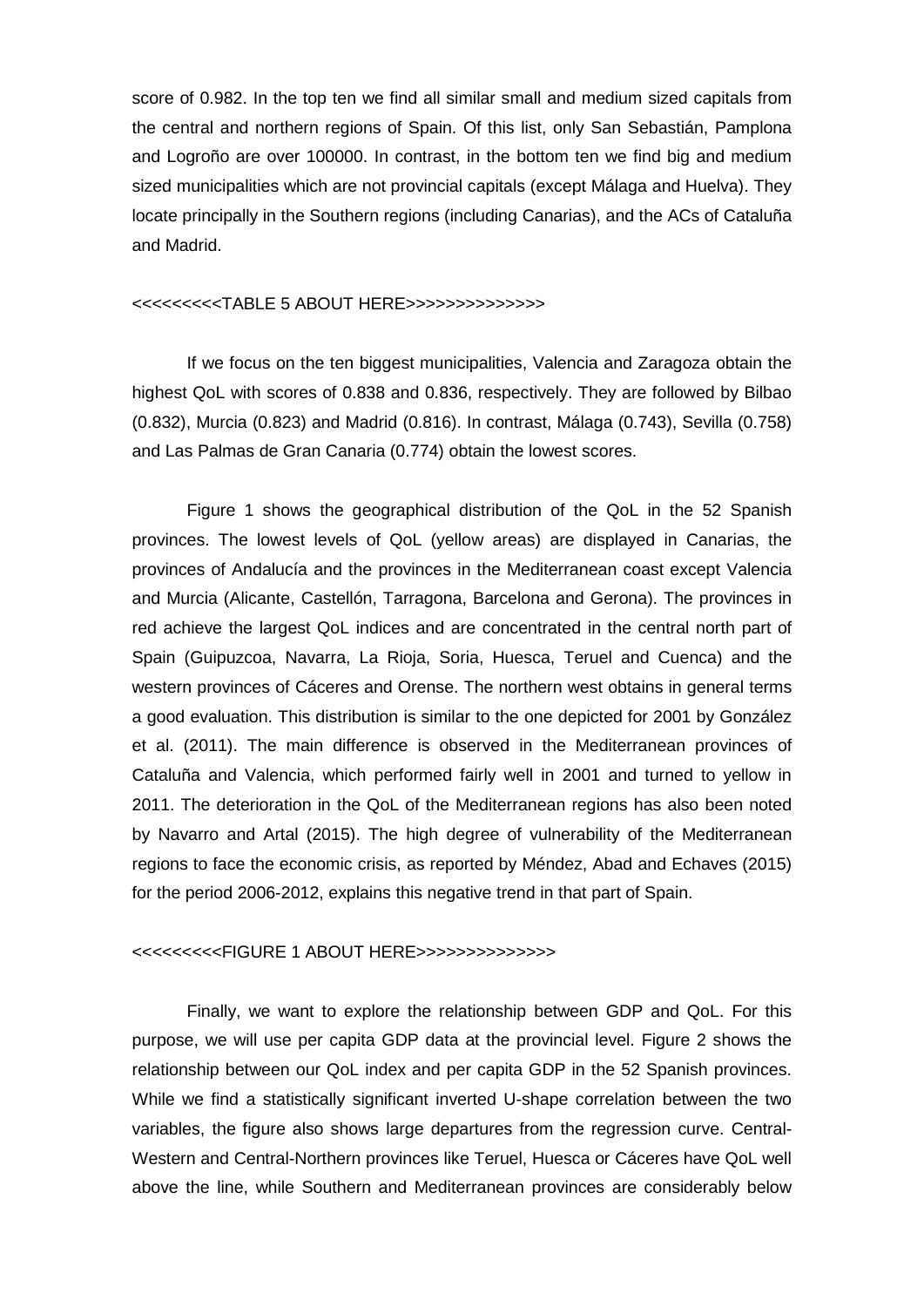score of 0.982. In the top ten we find all similar small and medium sized capitals from the central and northern regions of Spain. Of this list, only San Sebastián, Pamplona and Logroño are over 100000. In contrast, in the bottom ten we find big and medium sized municipalities which are not provincial capitals (except Málaga and Huelva). They locate principally in the Southern regions (including Canarias), and the ACs of Cataluña and Madrid.

<<<<<<<<<TABLE 5 ABOUT HERE>>>>>>>>>>>>>>

If we focus on the ten biggest municipalities, Valencia and Zaragoza obtain the highest QoL with scores of 0.838 and 0.836, respectively. They are followed by Bilbao (0.832), Murcia (0.823) and Madrid (0.816). In contrast, Málaga (0.743), Sevilla (0.758) and Las Palmas de Gran Canaria (0.774) obtain the lowest scores.

Figure 1 shows the geographical distribution of the QoL in the 52 Spanish provinces. The lowest levels of QoL (yellow areas) are displayed in Canarias, the provinces of Andalucía and the provinces in the Mediterranean coast except Valencia and Murcia (Alicante, Castellón, Tarragona, Barcelona and Gerona). The provinces in red achieve the largest QoL indices and are concentrated in the central north part of Spain (Guipuzcoa, Navarra, La Rioja, Soria, Huesca, Teruel and Cuenca) and the western provinces of Cáceres and Orense. The northern west obtains in general terms a good evaluation. This distribution is similar to the one depicted for 2001 by González et al. (2011). The main difference is observed in the Mediterranean provinces of Cataluña and Valencia, which performed fairly well in 2001 and turned to yellow in 2011. The deterioration in the QoL of the Mediterranean regions has also been noted by Navarro and Artal (2015). The high degree of vulnerability of the Mediterranean regions to face the economic crisis, as reported by Méndez, Abad and Echaves (2015) for the period 2006-2012, explains this negative trend in that part of Spain.

<<<<<<<<<FIGURE 1 ABOUT HERE>>>>>>>>>>>>>>

Finally, we want to explore the relationship between GDP and QoL. For this purpose, we will use per capita GDP data at the provincial level. Figure 2 shows the relationship between our QoL index and per capita GDP in the 52 Spanish provinces. While we find a statistically significant inverted U-shape correlation between the two variables, the figure also shows large departures from the regression curve. Central-Western and Central-Northern provinces like Teruel, Huesca or Cáceres have QoL well above the line, while Southern and Mediterranean provinces are considerably below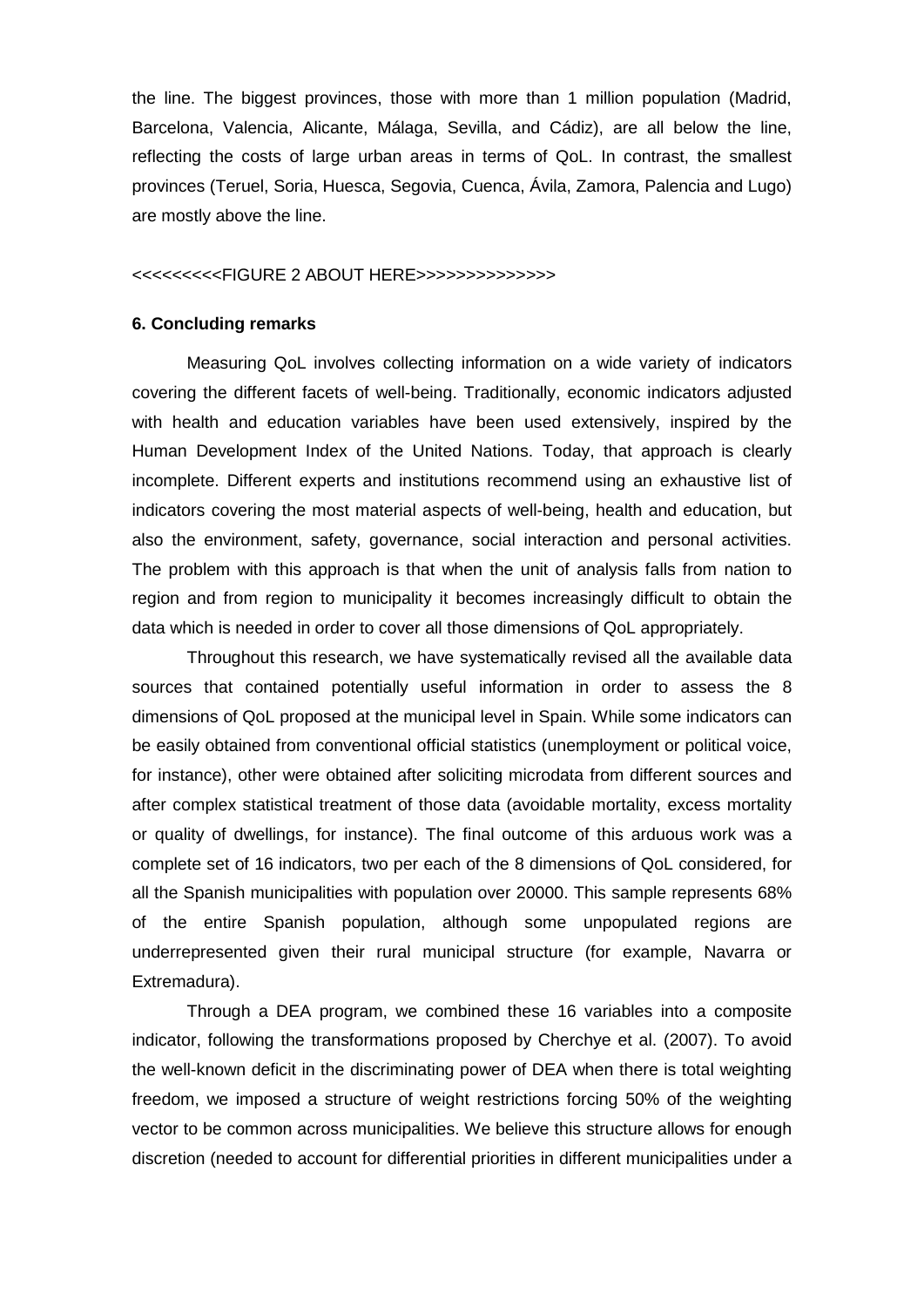the line. The biggest provinces, those with more than 1 million population (Madrid, Barcelona, Valencia, Alicante, Málaga, Sevilla, and Cádiz), are all below the line, reflecting the costs of large urban areas in terms of QoL. In contrast, the smallest provinces (Teruel, Soria, Huesca, Segovia, Cuenca, Ávila, Zamora, Palencia and Lugo) are mostly above the line.

<<<<<<<<<FIGURE 2 ABOUT HERE>>>>>>>>>>>>>>

### 6. Concluding remarks

Measuring QoL involves collecting information on a wide variety of indicators covering the different facets of well-being. Traditionally, economic indicators adjusted with health and education variables have been used extensively, inspired by the Human Development Index of the United Nations. Today, that approach is clearly incomplete. Different experts and institutions recommend using an exhaustive list of indicators covering the most material aspects of well-being, health and education, but also the environment, safety, governance, social interaction and personal activities. The problem with this approach is that when the unit of analysis falls from nation to region and from region to municipality it becomes increasingly difficult to obtain the data which is needed in order to cover all those dimensions of QoL appropriately.

Throughout this research, we have systematically revised all the available data sources that contained potentially useful information in order to assess the 8 dimensions of QoL proposed at the municipal level in Spain. While some indicators can be easily obtained from conventional official statistics (unemployment or political voice, for instance), other were obtained after soliciting microdata from different sources and after complex statistical treatment of those data (avoidable mortality, excess mortality or quality of dwellings, for instance). The final outcome of this arduous work was a complete set of 16 indicators, two per each of the 8 dimensions of QoL considered, for all the Spanish municipalities with population over 20000. This sample represents 68% of the entire Spanish population, although some unpopulated regions are underrepresented given their rural municipal structure (for example, Navarra or Extremadura).

Through a DEA program, we combined these 16 variables into a composite indicator, following the transformations proposed by Cherchye et al. (2007). To avoid the well-known deficit in the discriminating power of DEA when there is total weighting freedom, we imposed a structure of weight restrictions forcing 50% of the weighting vector to be common across municipalities. We believe this structure allows for enough discretion (needed to account for differential priorities in different municipalities under a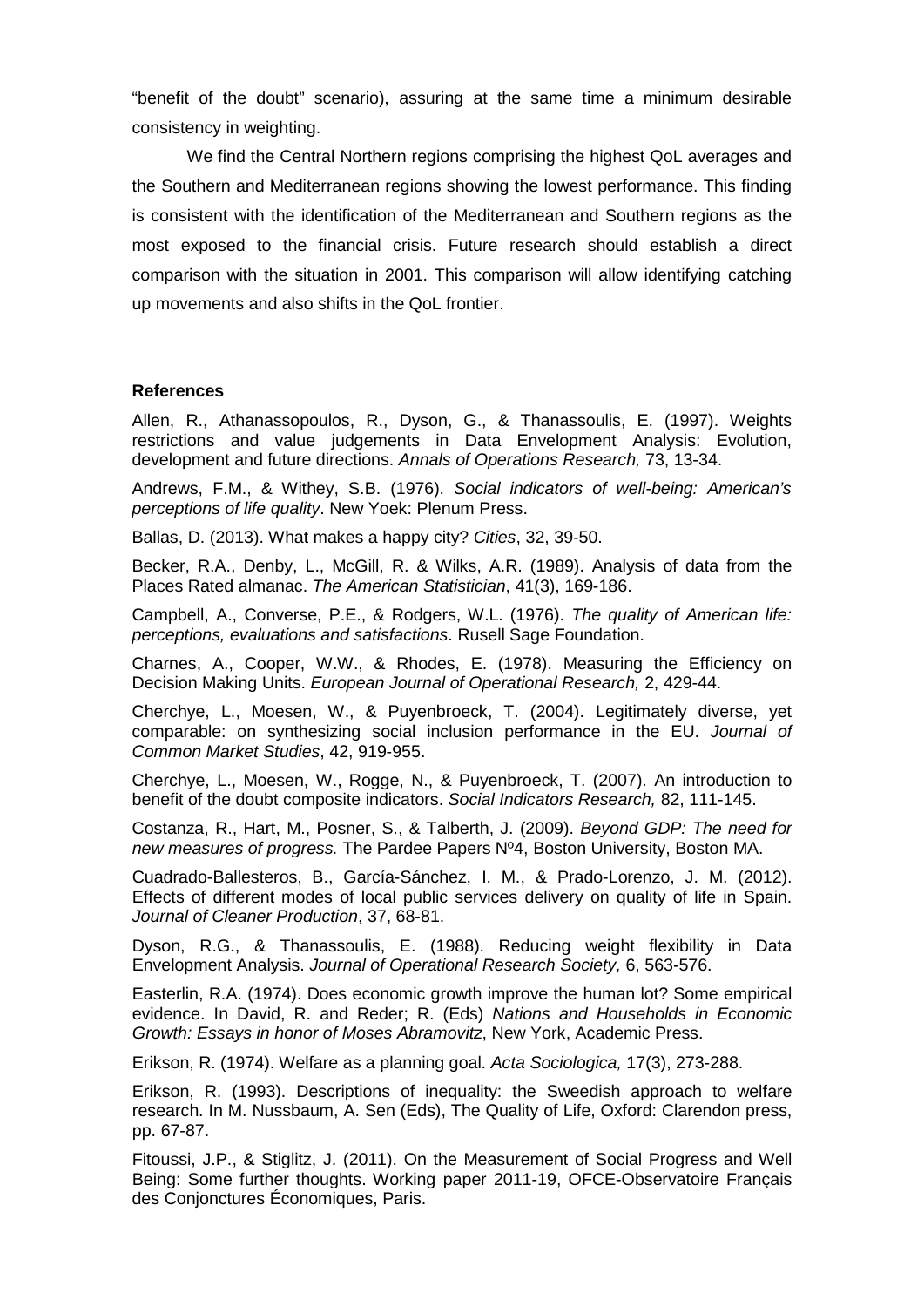"benefit of the doubt" scenario), assuring at the same time a minimum desirable consistency in weighting.

We find the Central Northern regions comprising the highest QoL averages and the Southern and Mediterranean regions showing the lowest performance. This finding is consistent with the identification of the Mediterranean and Southern regions as the most exposed to the financial crisis. Future research should establish a direct comparison with the situation in 2001. This comparison will allow identifying catching up movements and also shifts in the QoL frontier.

## References

Allen, R., Athanassopoulos, R., Dyson, G., & Thanassoulis, E. (1997). Weights restrictions and value judgements in Data Envelopment Analysis: Evolution, development and future directions. *Annals of Operations Research,* 73, 13-34.

Andrews, F.M., & Withey, S.B. (1976). *Social indicators of well-being: American's perceptions of life quality*. New Yoek: Plenum Press.

Ballas, D. (2013). What makes a happy city? *Cities*, 32, 39-50.

Becker, R.A., Denby, L., McGill, R. & Wilks, A.R. (1989). Analysis of data from the Places Rated almanac. *The American Statistician*, 41(3), 169-186.

Campbell, A., Converse, P.E., & Rodgers, W.L. (1976). *The quality of American life: perceptions, evaluations and satisfactions*. Rusell Sage Foundation.

Charnes, A., Cooper, W.W., & Rhodes, E. (1978). Measuring the Efficiency on Decision Making Units. *European Journal of Operational Research,* 2, 429-44.

Cherchye, L., Moesen, W., & Puyenbroeck, T. (2004). Legitimately diverse, yet comparable: on synthesizing social inclusion performance in the EU. *Journal of Common Market Studies*, 42, 919-955.

Cherchye, L., Moesen, W., Rogge, N., & Puyenbroeck, T. (2007). An introduction to benefit of the doubt composite indicators. *Social Indicators Research,* 82, 111-145.

Costanza, R., Hart, M., Posner, S., & Talberth, J. (2009). *Beyond GDP: The need for new measures of progress.* The Pardee Papers Nº4, Boston University, Boston MA.

Cuadrado-Ballesteros, B., García-Sánchez, I. M., & Prado-Lorenzo, J. M. (2012). Effects of different modes of local public services delivery on quality of life in Spain. *Journal of Cleaner Production*, 37, 68-81.

Dyson, R.G., & Thanassoulis, E. (1988). Reducing weight flexibility in Data Envelopment Analysis. *Journal of Operational Research Society,* 6, 563-576.

Easterlin, R.A. (1974). Does economic growth improve the human lot? Some empirical evidence. In David, R. and Reder; R. (Eds) *Nations and Households in Economic Growth: Essays in honor of Moses Abramovitz*, New York, Academic Press.

Erikson, R. (1974). Welfare as a planning goal. *Acta Sociologica,* 17(3), 273-288.

Erikson, R. (1993). Descriptions of inequality: the Sweedish approach to welfare research. In M. Nussbaum, A. Sen (Eds), The Quality of Life, Oxford: Clarendon press, pp. 67-87.

Fitoussi, J.P., & Stiglitz, J. (2011). On the Measurement of Social Progress and Well Being: Some further thoughts. Working paper 2011-19, OFCE-Observatoire Français des Conjonctures Économiques, Paris.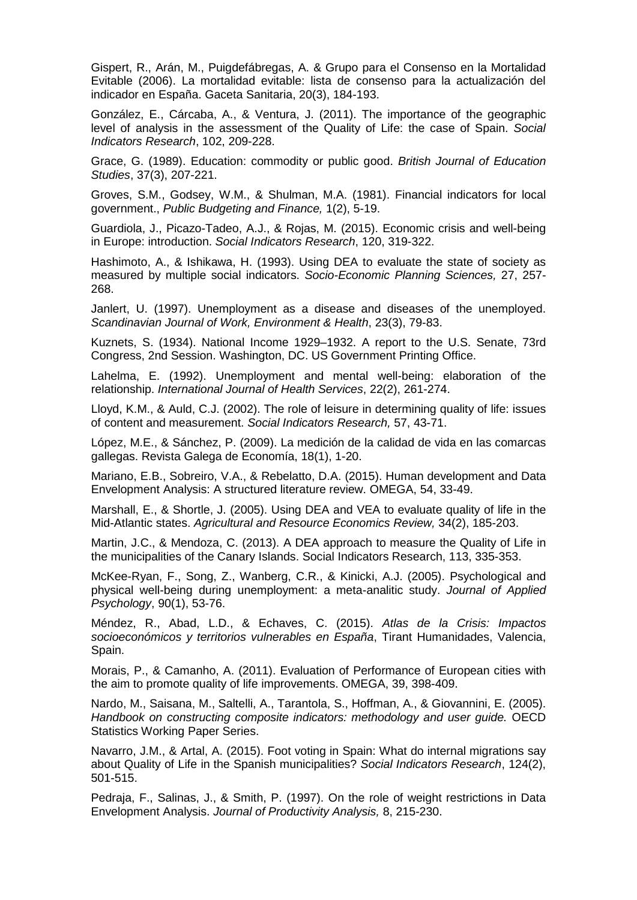Gispert, R., Arán, M., Puigdefábregas, A. & Grupo para el Consenso en la Mortalidad Evitable (2006). La mortalidad evitable: lista de consenso para la actualización del indicador en España. Gaceta Sanitaria, 20(3), 184-193.

González, E., Cárcaba, A., & Ventura, J. (2011). The importance of the geographic level of analysis in the assessment of the Quality of Life: the case of Spain. *Social Indicators Research*, 102, 209-228.

Grace, G. (1989). Education: commodity or public good. *British Journal of Education Studies*, 37(3), 207-221.

Groves, S.M., Godsey, W.M., & Shulman, M.A. (1981). Financial indicators for local government., *Public Budgeting and Finance,* 1(2), 5-19.

Guardiola, J., Picazo-Tadeo, A.J., & Rojas, M. (2015). Economic crisis and well-being in Europe: introduction. *Social Indicators Research*, 120, 319-322.

Hashimoto, A., & Ishikawa, H. (1993). Using DEA to evaluate the state of society as measured by multiple social indicators. *Socio-Economic Planning Sciences,* 27, 257-268.

Janlert, U. (1997). Unemployment as a disease and diseases of the unemployed. *Scandinavian Journal of Work, Environment & Health*, 23(3), 79-83.

Kuznets, S. (1934). National Income 1929–1932. A report to the U.S. Senate, 73rd Congress, 2nd Session. Washington, DC. US Government Printing Office.

Lahelma, E. (1992). Unemployment and mental well-being: elaboration of the relationship. *International Journal of Health Services*, 22(2), 261-274.

Lloyd, K.M., & Auld, C.J. (2002). The role of leisure in determining quality of life: issues of content and measurement. *Social Indicators Research,* 57, 43-71.

López, M.E., & Sánchez, P. (2009). La medición de la calidad de vida en las comarcas gallegas. Revista Galega de Economía, 18(1), 1-20.

Mariano, E.B., Sobreiro, V.A., & Rebelatto, D.A. (2015). Human development and Data Envelopment Analysis: A structured literature review. OMEGA, 54, 33-49.

Marshall, E., & Shortle, J. (2005). Using DEA and VEA to evaluate quality of life in the Mid-Atlantic states. *Agricultural and Resource Economics Review,* 34(2), 185-203.

Martin, J.C., & Mendoza, C. (2013). A DEA approach to measure the Quality of Life in the municipalities of the Canary Islands. Social Indicators Research, 113, 335-353.

McKee-Ryan, F., Song, Z., Wanberg, C.R., & Kinicki, A.J. (2005). Psychological and physical well-being during unemployment: a meta-analitic study. *Journal of Applied Psychology*, 90(1), 53-76.

Méndez, R., Abad, L.D., & Echaves, C. (2015). *Atlas de la Crisis: Impactos socioeconómicos y territorios vulnerables en España*, Tirant Humanidades, Valencia, Spain.

Morais, P., & Camanho, A. (2011). Evaluation of Performance of European cities with the aim to promote quality of life improvements. OMEGA, 39, 398-409.

Nardo, M., Saisana, M., Saltelli, A., Tarantola, S., Hoffman, A., & Giovannini, E. (2005). *Handbook on constructing composite indicators: methodology and user guide.* OECD Statistics Working Paper Series.

Navarro, J.M., & Artal, A. (2015). Foot voting in Spain: What do internal migrations say about Quality of Life in the Spanish municipalities? *Social Indicators Research*, 124(2), 501-515.

Pedraja, F., Salinas, J., & Smith, P. (1997). On the role of weight restrictions in Data Envelopment Analysis. *Journal of Productivity Analysis,* 8, 215-230.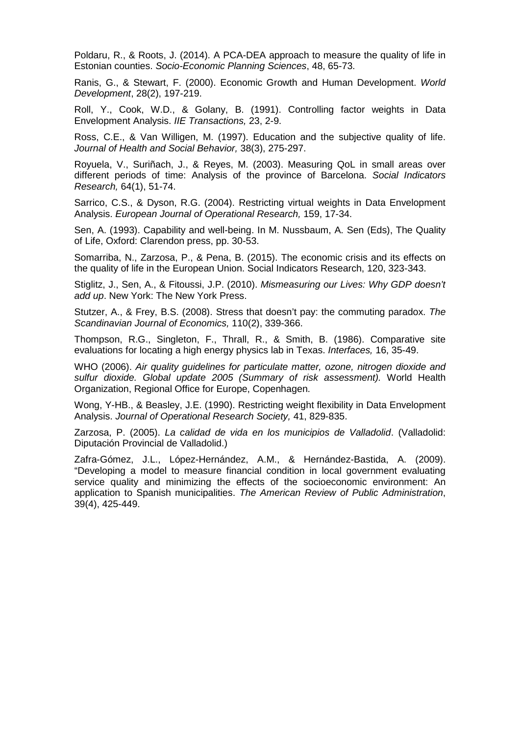Poldaru, R., & Roots, J. (2014). A PCA-DEA approach to measure the quality of life in Estonian counties. *Socio-Economic Planning Sciences*, 48, 65-73.

Ranis, G., & Stewart, F. (2000). Economic Growth and Human Development. *World Development*, 28(2), 197-219.

Roll, Y., Cook, W.D., & Golany, B. (1991). Controlling factor weights in Data Envelopment Analysis. *IIE Transactions,* 23, 2-9.

Ross, C.E., & Van Willigen, M. (1997). Education and the subjective quality of life. *Journal of Health and Social Behavior,* 38(3), 275-297.

Royuela, V., Suriñach, J., & Reyes, M. (2003). Measuring QoL in small areas over different periods of time: Analysis of the province of Barcelona. *Social Indicators Research,* 64(1), 51-74.

Sarrico, C.S., & Dyson, R.G. (2004). Restricting virtual weights in Data Envelopment Analysis. *European Journal of Operational Research,* 159, 17-34.

Sen, A. (1993). Capability and well-being. In M. Nussbaum, A. Sen (Eds), The Quality of Life, Oxford: Clarendon press, pp. 30-53.

Somarriba, N., Zarzosa, P., & Pena, B. (2015). The economic crisis and its effects on the quality of life in the European Union. Social Indicators Research, 120, 323-343.

Stiglitz, J., Sen, A., & Fitoussi, J.P. (2010). *Mismeasuring our Lives: Why GDP doesn't add up*. New York: The New York Press.

Stutzer, A., & Frey, B.S. (2008). Stress that doesn't pay: the commuting paradox. *The Scandinavian Journal of Economics,* 110(2), 339-366.

Thompson, R.G., Singleton, F., Thrall, R., & Smith, B. (1986). Comparative site evaluations for locating a high energy physics lab in Texas. *Interfaces,* 16, 35-49.

WHO (2006). *Air quality guidelines for particulate matter, ozone, nitrogen dioxide and sulfur dioxide. Global update 2005 (Summary of risk assessment).* World Health Organization, Regional Office for Europe, Copenhagen.

Wong, Y-HB., & Beasley, J.E. (1990). Restricting weight flexibility in Data Envelopment Analysis. *Journal of Operational Research Society,* 41, 829-835.

Zarzosa, P. (2005). *La calidad de vida en los municipios de Valladolid*. (Valladolid: Diputación Provincial de Valladolid.)

Zafra-Gómez, J.L., López-Hernández, A.M., & Hernández-Bastida, A. (2009). "Developing a model to measure financial condition in local government evaluating service quality and minimizing the effects of the socioeconomic environment: An application to Spanish municipalities. *The American Review of Public Administration*, 39(4), 425-449.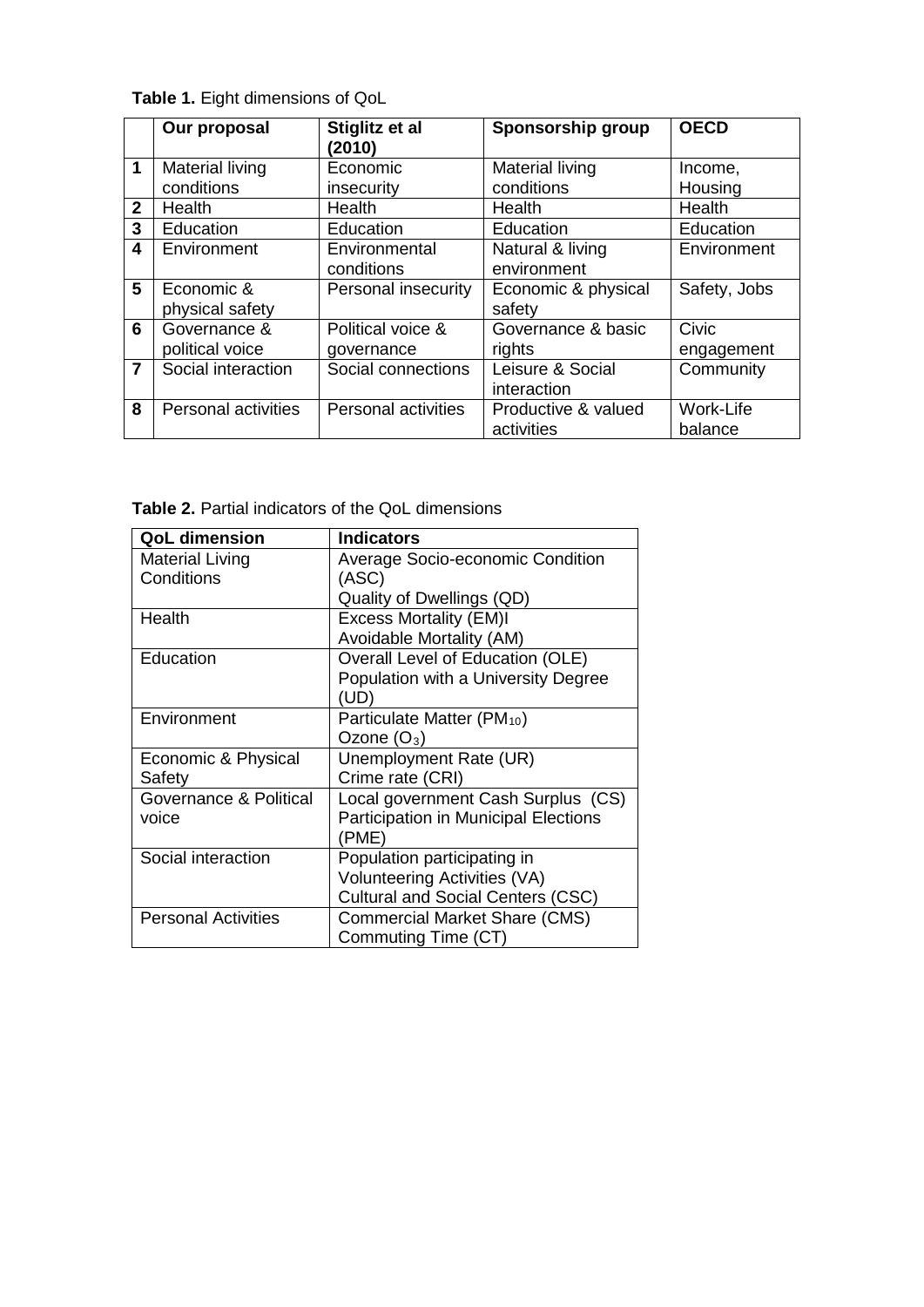**Table 1.** Eight dimensions of QoL

| | Our proposal | Stiglitz et al (2010) | Sponsorship group | OECD |
|---|---|---|---|---|
| 1 | Material living conditions | Economic insecurity | Material living conditions | Income, Housing |
| 2 | Health | Health | Health | Health |
| 3 | Education | Education | Education | Education |
| 4 | Environment | Environmental conditions | Natural & living environment | Environment |
| 5 | Economic & physical safety | Personal insecurity | Economic & physical safety | Safety, Jobs |
| 6 | Governance & political voice | Political voice & governance | Governance & basic rights | Civic engagement |
| 7 | Social interaction | Social connections | Leisure & Social interaction | Community |
| 8 | Personal activities | Personal activities | Productive & valued activities | Work-Life balance |

**Table 2.** Partial indicators of the QoL dimensions

| QoL dimension | Indicators |
|---|---|
| Material Living Conditions | Average Socio-economic Condition (ASC)<br>Quality of Dwellings (QD) |
| Health | Excess Mortality (EM)I<br>Avoidable Mortality (AM) |
| Education | Overall Level of Education (OLE)<br>Population with a University Degree (UD) |
| Environment | Particulate Matter ($PM_{10}$)<br>Ozone ($O_3$) |
| Economic & Physical Safety | Unemployment Rate (UR)<br>Crime rate (CRI) |
| Governance & Political voice | Local government Cash Surplus (CS)<br>Participation in Municipal Elections (PME) |
| Social interaction | Population participating in Volunteering Activities (VA)<br>Cultural and Social Centers (CSC) |
| Personal Activities | Commercial Market Share (CMS)<br>Commuting Time (CT) |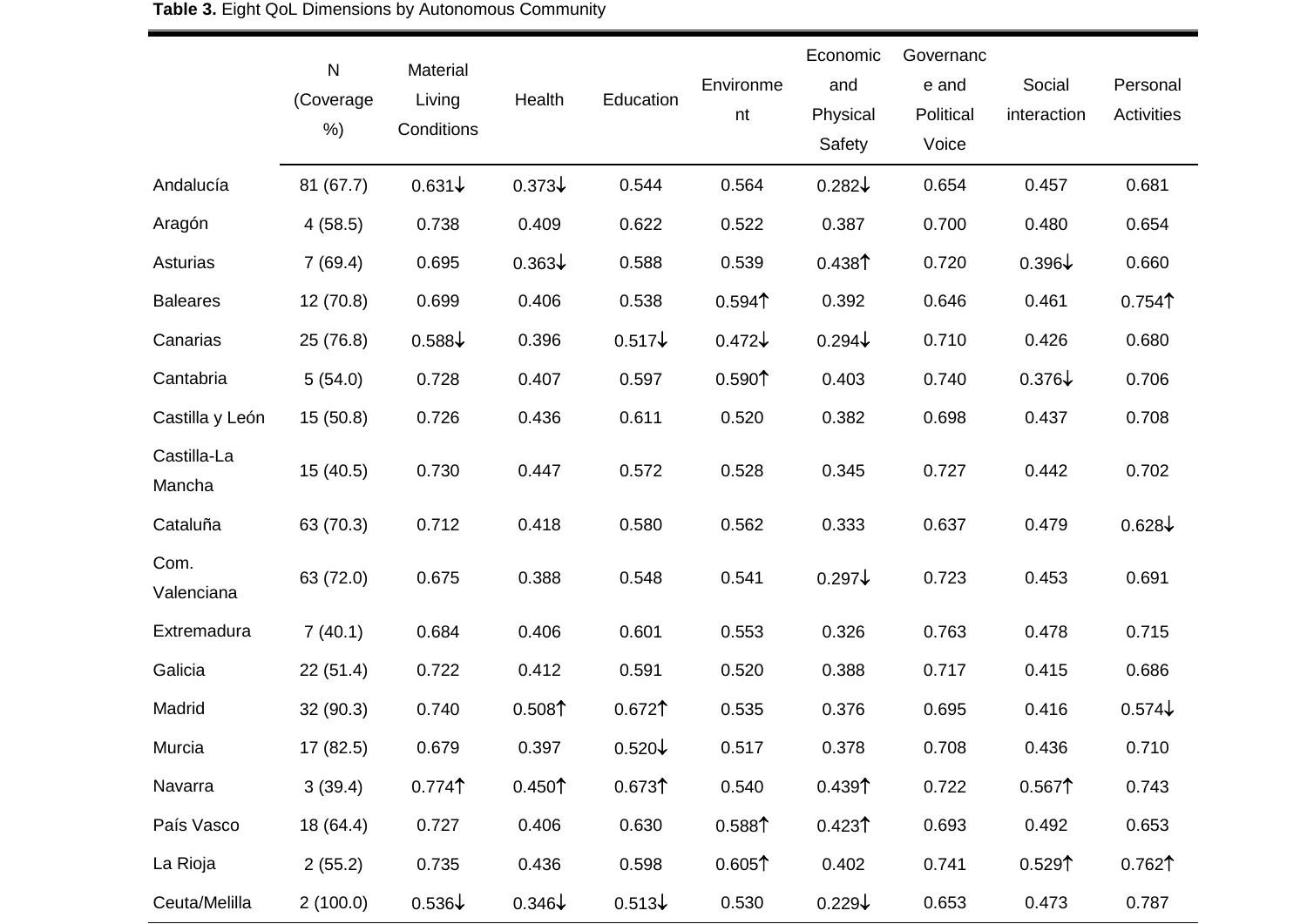**Table 3.** Eight QoL Dimensions by Autonomous Community

| | N (Coverage %) | Material Living Conditions | Health | Education | Environment | Economic and Physical Safety | Governance and Political Voice | Social interaction | Personal Activities |
|---|---|---|---|---|---|---|---|---|---|
| Andalucía | 81 (67.7) | 0.631↓ | 0.373↓ | 0.544 | 0.564 | 0.282↓ | 0.654 | 0.457 | 0.681 |
| Aragón | 4 (58.5) | 0.738 | 0.409 | 0.622 | 0.522 | 0.387 | 0.700 | 0.480 | 0.654 |
| Asturias | 7 (69.4) | 0.695 | 0.363↓ | 0.588 | 0.539 | 0.438↑ | 0.720 | 0.396↓ | 0.660 |
| Baleares | 12 (70.8) | 0.699 | 0.406 | 0.538 | 0.594↑ | 0.392 | 0.646 | 0.461 | 0.754↑ |
| Canarias | 25 (76.8) | 0.588↓ | 0.396 | 0.517↓ | 0.472↓ | 0.294↓ | 0.710 | 0.426 | 0.680 |
| Cantabria | 5 (54.0) | 0.728 | 0.407 | 0.597 | 0.590↑ | 0.403 | 0.740 | 0.376↓ | 0.706 |
| Castilla y León | 15 (50.8) | 0.726 | 0.436 | 0.611 | 0.520 | 0.382 | 0.698 | 0.437 | 0.708 |
| Castilla-La Mancha | 15 (40.5) | 0.730 | 0.447 | 0.572 | 0.528 | 0.345 | 0.727 | 0.442 | 0.702 |
| Cataluña | 63 (70.3) | 0.712 | 0.418 | 0.580 | 0.562 | 0.333 | 0.637 | 0.479 | 0.628↓ |
| Com. Valenciana | 63 (72.0) | 0.675 | 0.388 | 0.548 | 0.541 | 0.297↓ | 0.723 | 0.453 | 0.691 |
| Extremadura | 7 (40.1) | 0.684 | 0.406 | 0.601 | 0.553 | 0.326 | 0.763 | 0.478 | 0.715 |
| Galicia | 22 (51.4) | 0.722 | 0.412 | 0.591 | 0.520 | 0.388 | 0.717 | 0.415 | 0.686 |
| Madrid | 32 (90.3) | 0.740 | 0.508↑ | 0.672↑ | 0.535 | 0.376 | 0.695 | 0.416 | 0.574↓ |
| Murcia | 17 (82.5) | 0.679 | 0.397 | 0.520↓ | 0.517 | 0.378 | 0.708 | 0.436 | 0.710 |
| Navarra | 3 (39.4) | 0.774↑ | 0.450↑ | 0.673↑ | 0.540 | 0.439↑ | 0.722 | 0.567↑ | 0.743 |
| País Vasco | 18 (64.4) | 0.727 | 0.406 | 0.630 | 0.588↑ | 0.423↑ | 0.693 | 0.492 | 0.653 |
| La Rioja | 2 (55.2) | 0.735 | 0.436 | 0.598 | 0.605↑ | 0.402 | 0.741 | 0.529↑ | 0.762↑ |
| Ceuta/Melilla | 2 (100.0) | 0.536↓ | 0.346↓ | 0.513↓ | 0.530 | 0.229↓ | 0.653 | 0.473 | 0.787 |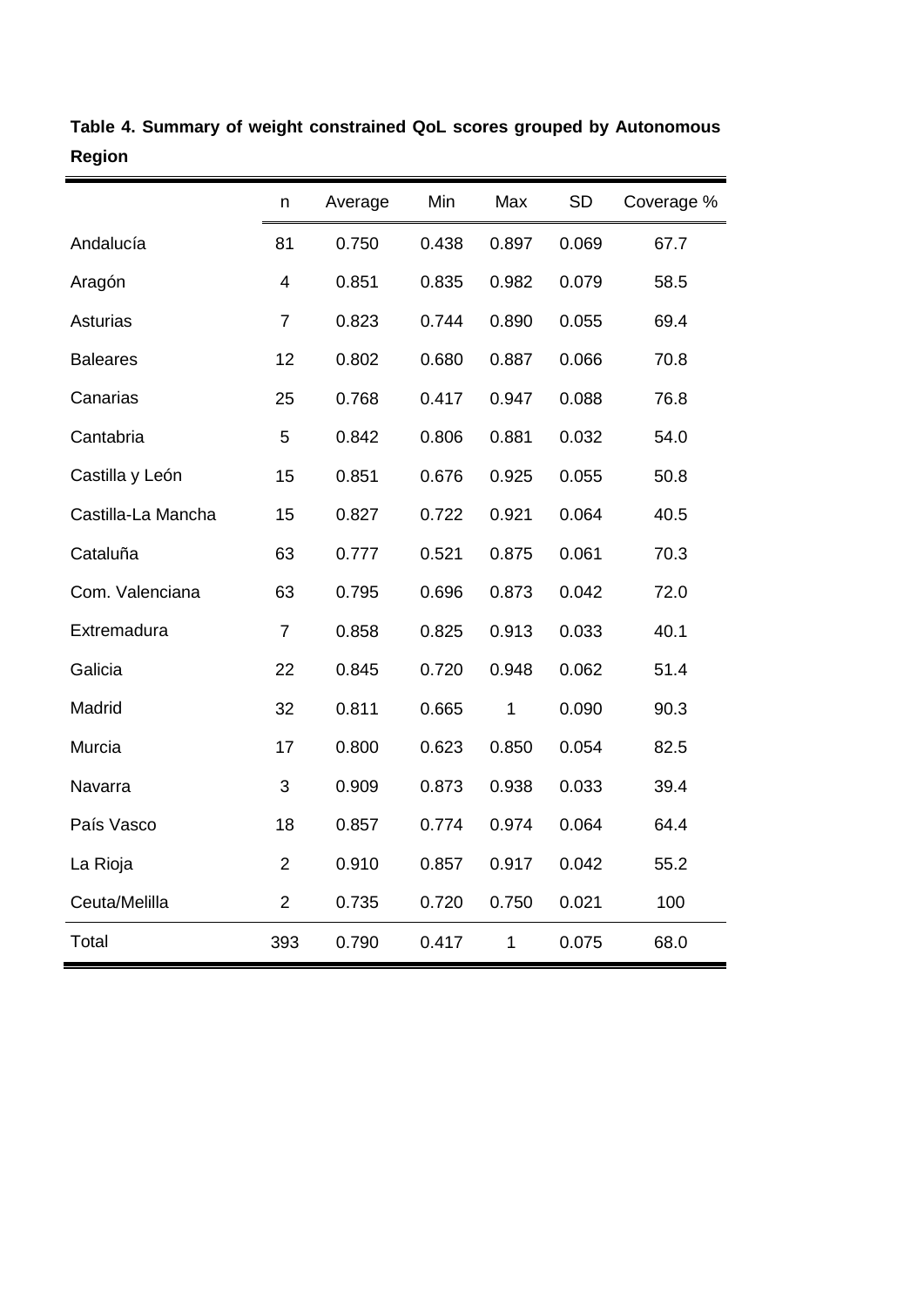**Table 4. Summary of weight constrained QoL scores grouped by Autonomous Region**

| | n | Average | Min | Max | SD | Coverage % |
|---|---|---|---|---|---|---|
| Andalucía | 81 | 0.750 | 0.438 | 0.897 | 0.069 | 67.7 |
| Aragón | 4 | 0.851 | 0.835 | 0.982 | 0.079 | 58.5 |
| Asturias | 7 | 0.823 | 0.744 | 0.890 | 0.055 | 69.4 |
| Baleares | 12 | 0.802 | 0.680 | 0.887 | 0.066 | 70.8 |
| Canarias | 25 | 0.768 | 0.417 | 0.947 | 0.088 | 76.8 |
| Cantabria | 5 | 0.842 | 0.806 | 0.881 | 0.032 | 54.0 |
| Castilla y León | 15 | 0.851 | 0.676 | 0.925 | 0.055 | 50.8 |
| Castilla-La Mancha | 15 | 0.827 | 0.722 | 0.921 | 0.064 | 40.5 |
| Cataluña | 63 | 0.777 | 0.521 | 0.875 | 0.061 | 70.3 |
| Com. Valenciana | 63 | 0.795 | 0.696 | 0.873 | 0.042 | 72.0 |
| Extremadura | 7 | 0.858 | 0.825 | 0.913 | 0.033 | 40.1 |
| Galicia | 22 | 0.845 | 0.720 | 0.948 | 0.062 | 51.4 |
| Madrid | 32 | 0.811 | 0.665 | 1 | 0.090 | 90.3 |
| Murcia | 17 | 0.800 | 0.623 | 0.850 | 0.054 | 82.5 |
| Navarra | 3 | 0.909 | 0.873 | 0.938 | 0.033 | 39.4 |
| País Vasco | 18 | 0.857 | 0.774 | 0.974 | 0.064 | 64.4 |
| La Rioja | 2 | 0.910 | 0.857 | 0.917 | 0.042 | 55.2 |
| Ceuta/Melilla | 2 | 0.735 | 0.720 | 0.750 | 0.021 | 100 |
| Total | 393 | 0.790 | 0.417 | 1 | 0.075 | 68.0 |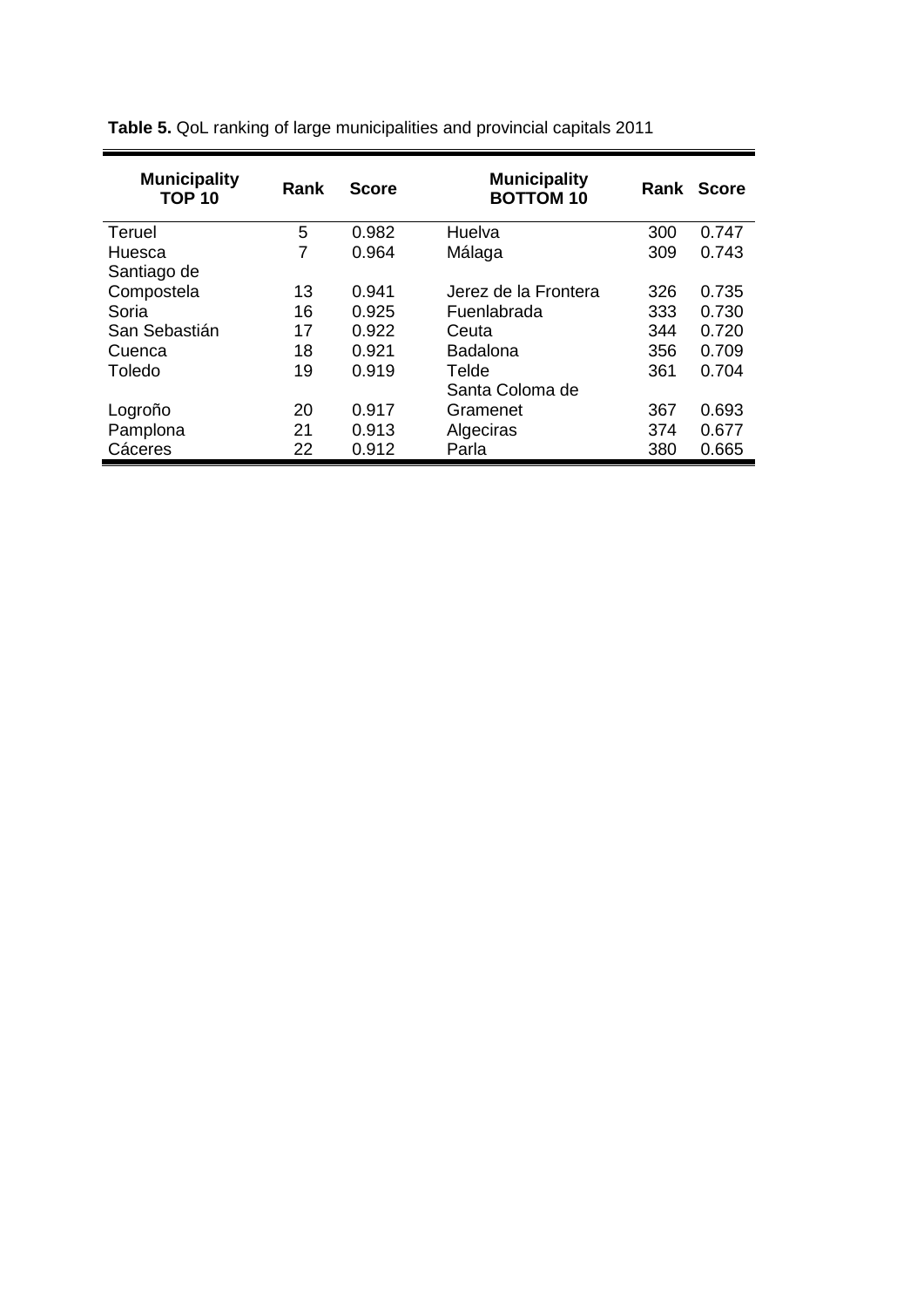**Table 5.** QoL ranking of large municipalities and provincial capitals 2011

| Municipality TOP 10 | Rank | Score | Municipality BOTTOM 10 | Rank | Score |
|---|---|---|---|---|---|
| Teruel | 5 | 0.982 | Huelva | 300 | 0.747 |
| Huesca | 7 | 0.964 | Málaga | 309 | 0.743 |
| Santiago de Compostela | 13 | 0.941 | Jerez de la Frontera | 326 | 0.735 |
| Soria | 16 | 0.925 | Fuenlabrada | 333 | 0.730 |
| San Sebastián | 17 | 0.922 | Ceuta | 344 | 0.720 |
| Cuenca | 18 | 0.921 | Badalona | 356 | 0.709 |
| Toledo | 19 | 0.919 | Telde | 361 | 0.704 |
| Logroño | 20 | 0.917 | Santa Coloma de Gramenet | 367 | 0.693 |
| Pamplona | 21 | 0.913 | Algeciras | 374 | 0.677 |
| Cáceres | 22 | 0.912 | Parla | 380 | 0.665 |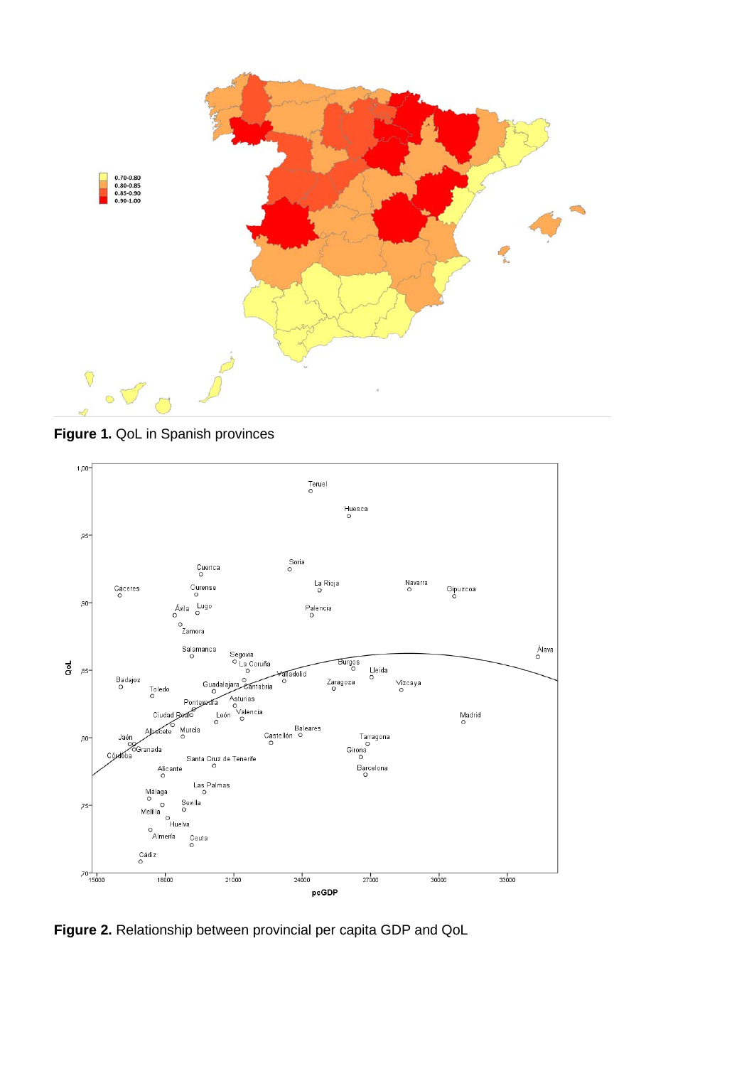0.70-0.80
0.80-0.85
0.85-0.90
0.90-1.00

**Figure 1.** QoL in Spanish provinces

QoL

pcGDP

1,00
,95
,90
,85
,80
,75
,70

15000
18000
21000
24000
27000
30000
33000

Teruel
Huesca
Soria
Cuenca
La Rioja
Navarra
Gipuzcoa
Cáceres
Ourense
Ávila
Lugo
Palencia
Zamora
Salamanca
Segovia
La Coruña
Burgos
Álava
Valladolid
Lleida
Badajoz
Guadalajara
Cantabria
Zaragoza
Vizcaya
Toledo
Pontevedra
Asturias
Ciudad Real
León
Valencia
Madrid
Albacete
Murcia
Baleares
Castellón
Tarragona
Jaén
Granada
Girona
Córdoba
Santa Cruz de Tenerife
Alicante
Barcelona
Las Palmas
Málaga
Sevilla
Melilla
Huelva
Almería
Ceuta
Cádiz

**Figure 2.** Relationship between provincial per capita GDP and QoL